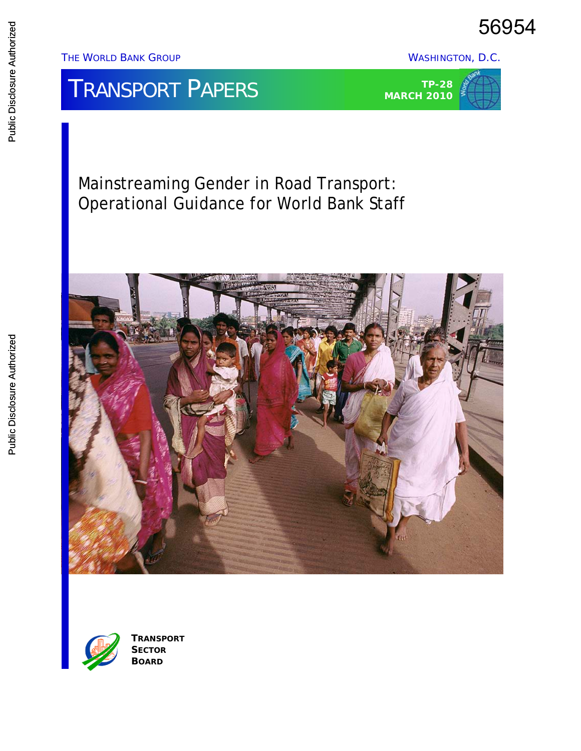56954

THE WORLD BANK GROUP

WASHINGTON, D.C.

TRANSPORT PAPERS

TP-28
MARCH 2010

# Mainstreaming Gender in Road Transport: Operational Guidance for World Bank Staff

TRANSPORT
SECTOR
BOARD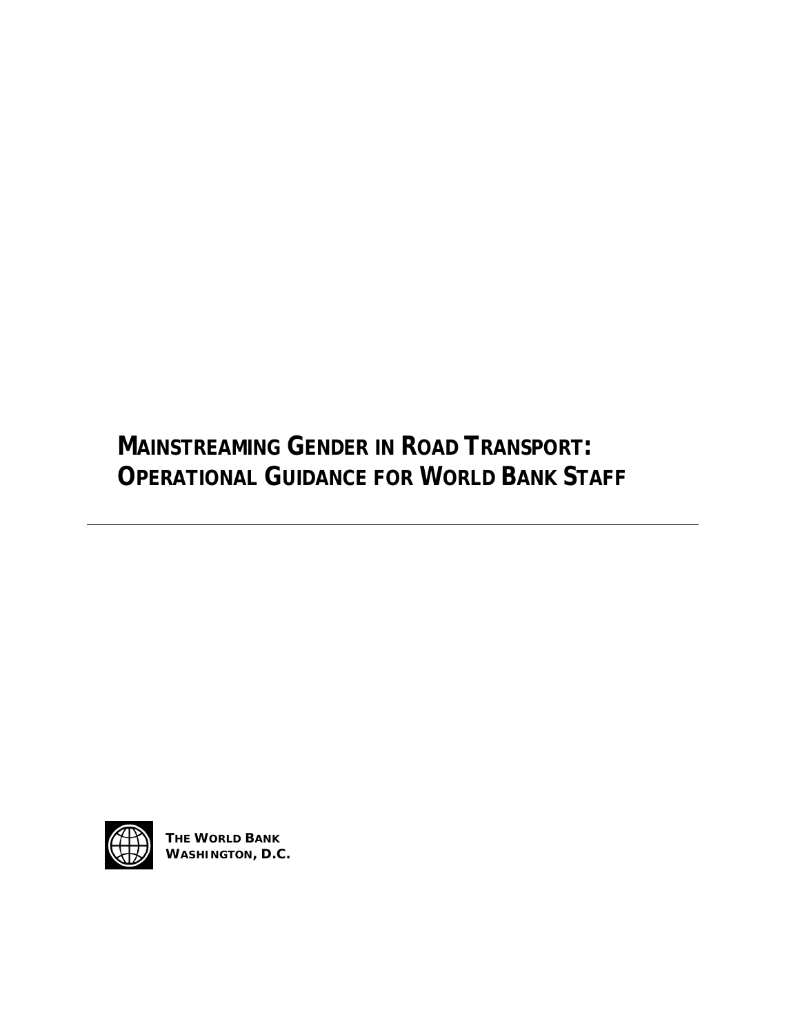# MAINSTREAMING GENDER IN ROAD TRANSPORT: OPERATIONAL GUIDANCE FOR WORLD BANK STAFF

---

**THE WORLD BANK**
**WASHINGTON, D.C.**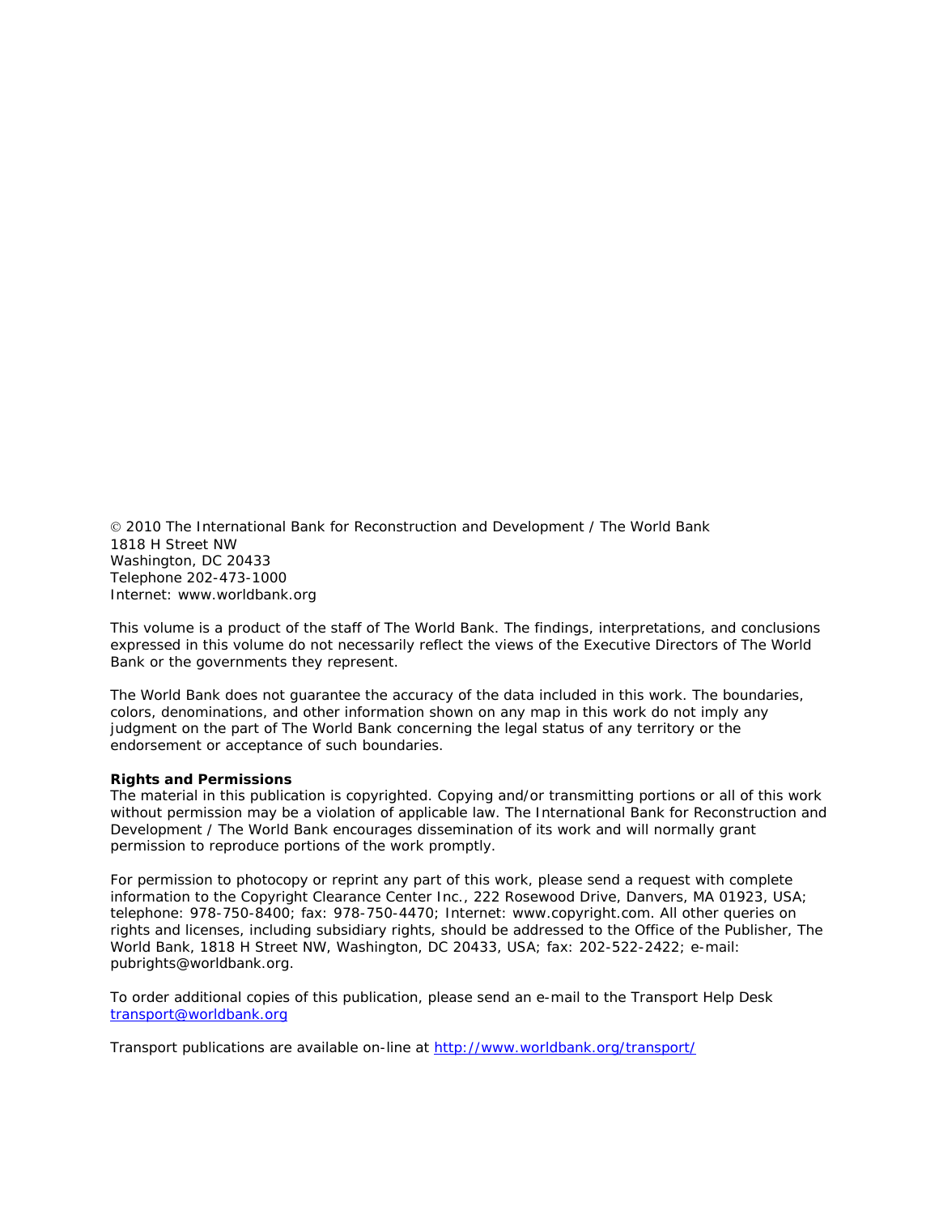© 2010 The International Bank for Reconstruction and Development / The World Bank
1818 H Street NW
Washington, DC 20433
Telephone 202-473-1000
Internet: www.worldbank.org

This volume is a product of the staff of The World Bank. The findings, interpretations, and conclusions expressed in this volume do not necessarily reflect the views of the Executive Directors of The World Bank or the governments they represent.

The World Bank does not guarantee the accuracy of the data included in this work. The boundaries, colors, denominations, and other information shown on any map in this work do not imply any judgment on the part of The World Bank concerning the legal status of any territory or the endorsement or acceptance of such boundaries.

**Rights and Permissions**
The material in this publication is copyrighted. Copying and/or transmitting portions or all of this work without permission may be a violation of applicable law. The International Bank for Reconstruction and Development / The World Bank encourages dissemination of its work and will normally grant permission to reproduce portions of the work promptly.

For permission to photocopy or reprint any part of this work, please send a request with complete information to the Copyright Clearance Center Inc., 222 Rosewood Drive, Danvers, MA 01923, USA; telephone: 978-750-8400; fax: 978-750-4470; Internet: www.copyright.com. All other queries on rights and licenses, including subsidiary rights, should be addressed to the Office of the Publisher, The World Bank, 1818 H Street NW, Washington, DC 20433, USA; fax: 202-522-2422; e-mail: pubrights@worldbank.org.

To order additional copies of this publication, please send an e-mail to the Transport Help Desk transport@worldbank.org

Transport publications are available on-line at http://www.worldbank.org/transport/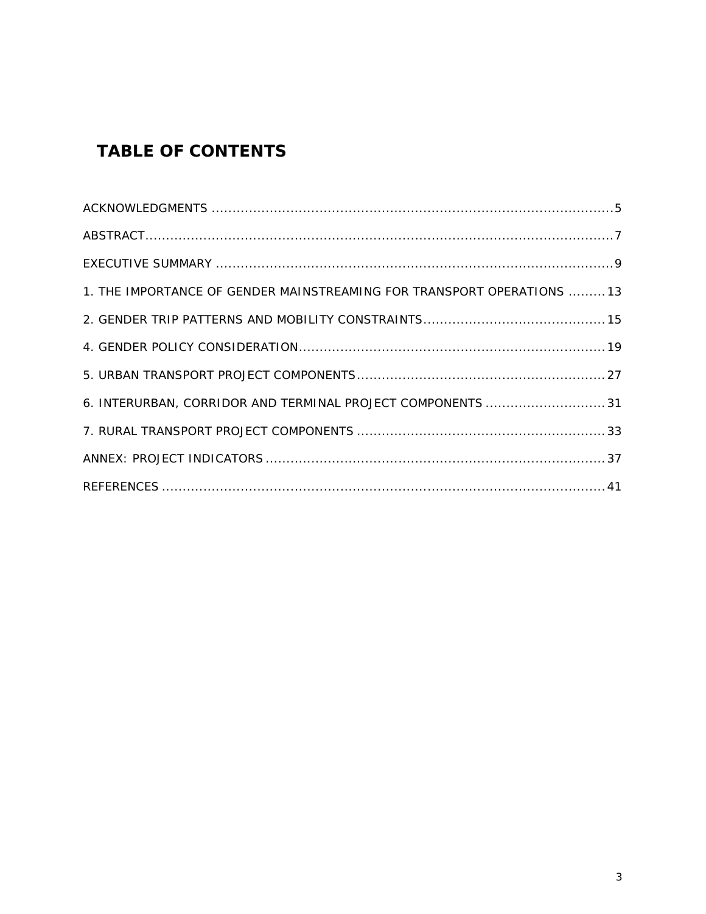# TABLE OF CONTENTS

ACKNOWLEDGMENTS .......................................................................................... 5

ABSTRACT.......................................................................................................... 7

EXECUTIVE SUMMARY ........................................................................................ 9

1. THE IMPORTANCE OF GENDER MAINSTREAMING FOR TRANSPORT OPERATIONS ......... 13

2. GENDER TRIP PATTERNS AND MOBILITY CONSTRAINTS ........................................... 15

4. GENDER POLICY CONSIDERATION ......................................................................... 19

5. URBAN TRANSPORT PROJECT COMPONENTS ........................................................... 27

6. INTERURBAN, CORRIDOR AND TERMINAL PROJECT COMPONENTS ............................. 31

7. RURAL TRANSPORT PROJECT COMPONENTS ........................................................... 33

ANNEX: PROJECT INDICATORS ................................................................................. 37

REFERENCES ......................................................................................................... 41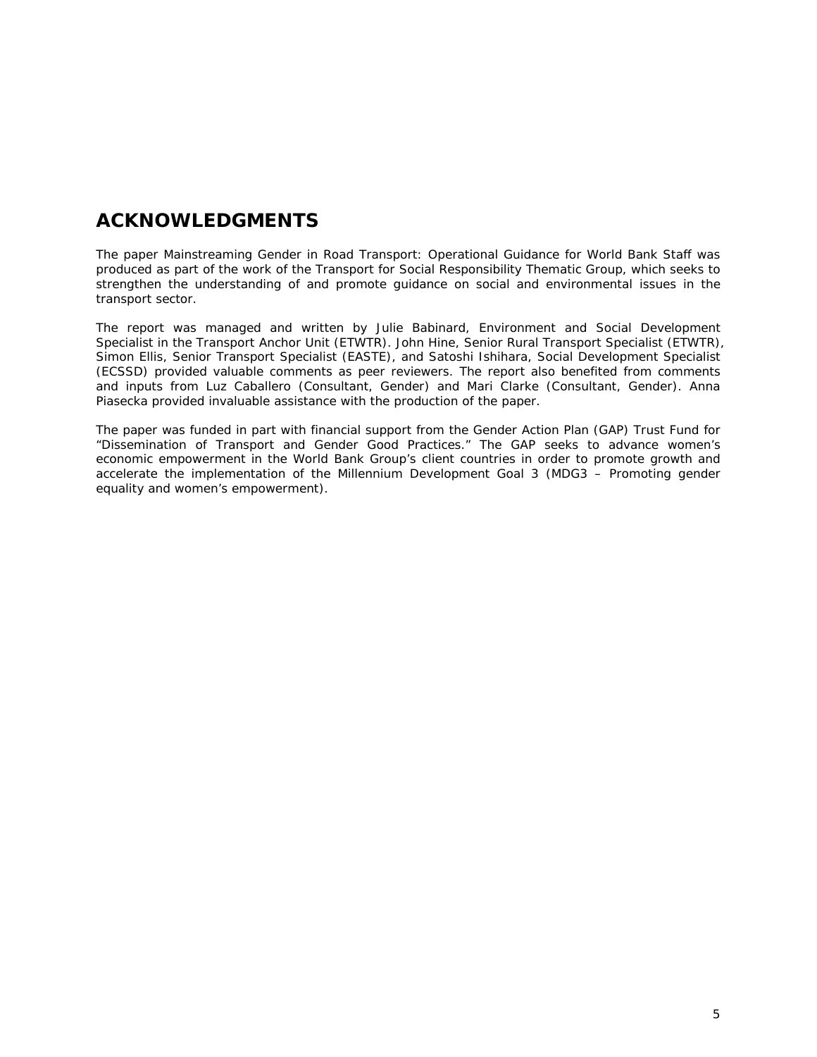# ACKNOWLEDGMENTS

The paper Mainstreaming Gender in Road Transport: Operational Guidance for World Bank Staff was produced as part of the work of the Transport for Social Responsibility Thematic Group, which seeks to strengthen the understanding of and promote guidance on social and environmental issues in the transport sector.

The report was managed and written by Julie Babinard, Environment and Social Development Specialist in the Transport Anchor Unit (ETWTR). John Hine, Senior Rural Transport Specialist (ETWTR), Simon Ellis, Senior Transport Specialist (EASTE), and Satoshi Ishihara, Social Development Specialist (ECSSD) provided valuable comments as peer reviewers. The report also benefited from comments and inputs from Luz Caballero (Consultant, Gender) and Mari Clarke (Consultant, Gender). Anna Piasecka provided invaluable assistance with the production of the paper.

The paper was funded in part with financial support from the Gender Action Plan (GAP) Trust Fund for "Dissemination of Transport and Gender Good Practices." The GAP seeks to advance women's economic empowerment in the World Bank Group's client countries in order to promote growth and accelerate the implementation of the Millennium Development Goal 3 (MDG3 – Promoting gender equality and women's empowerment).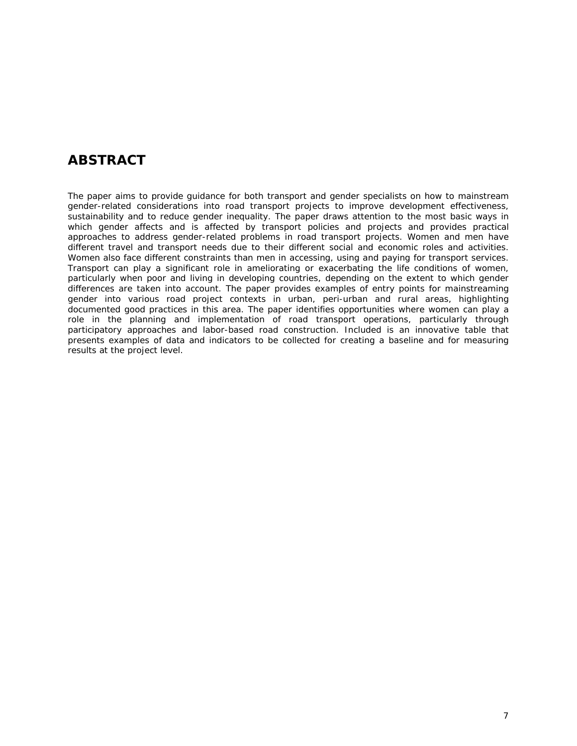# ABSTRACT

The paper aims to provide guidance for both transport and gender specialists on how to mainstream gender-related considerations into road transport projects to improve development effectiveness, sustainability and to reduce gender inequality. The paper draws attention to the most basic ways in which gender affects and is affected by transport policies and projects and provides practical approaches to address gender-related problems in road transport projects. Women and men have different travel and transport needs due to their different social and economic roles and activities. Women also face different constraints than men in accessing, using and paying for transport services. Transport can play a significant role in ameliorating or exacerbating the life conditions of women, particularly when poor and living in developing countries, depending on the extent to which gender differences are taken into account. The paper provides examples of entry points for mainstreaming gender into various road project contexts in urban, peri-urban and rural areas, highlighting documented good practices in this area. The paper identifies opportunities where women can play a role in the planning and implementation of road transport operations, particularly through participatory approaches and labor-based road construction. Included is an innovative table that presents examples of data and indicators to be collected for creating a baseline and for measuring results at the project level.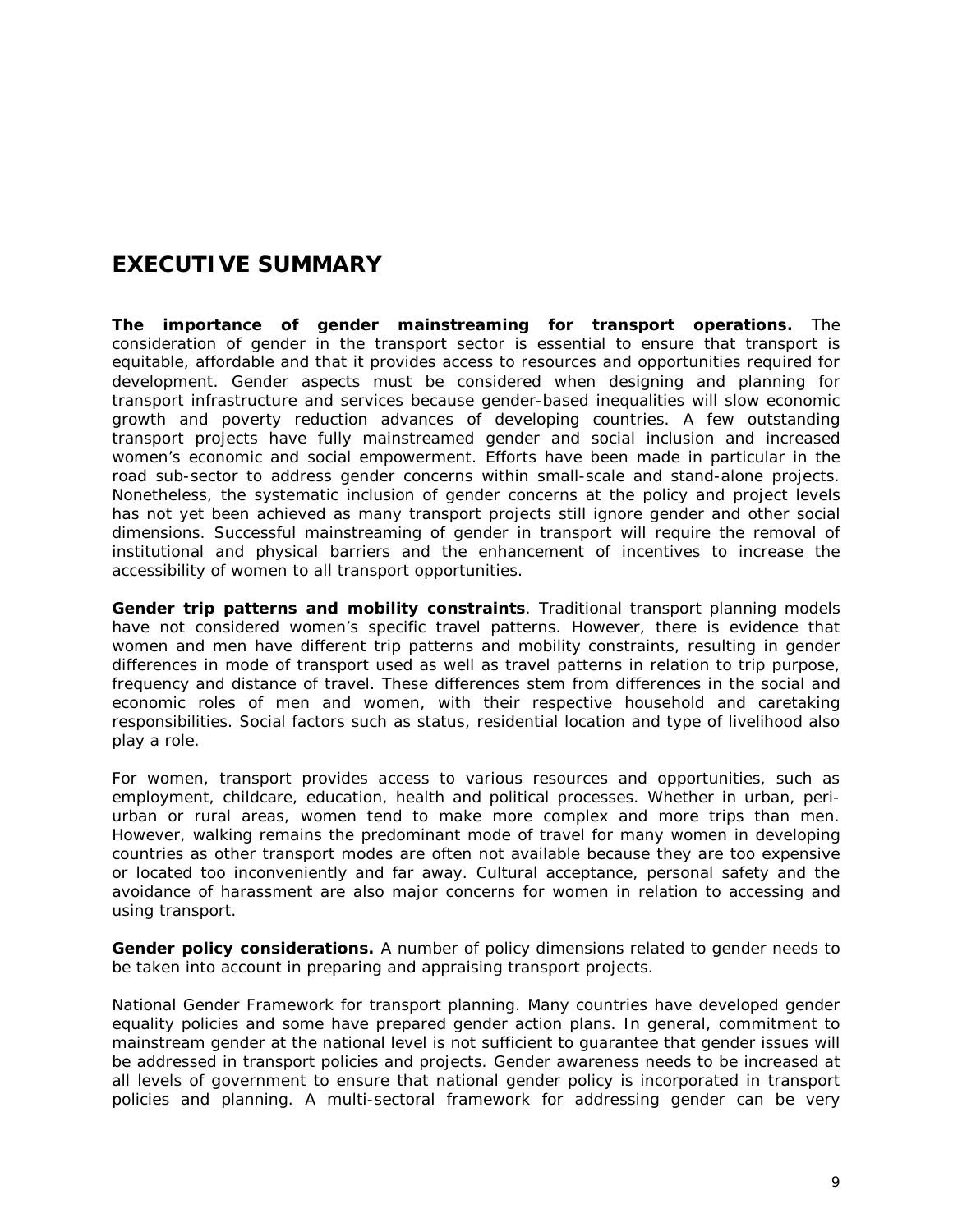# EXECUTIVE SUMMARY

**The importance of gender mainstreaming for transport operations.** The consideration of gender in the transport sector is essential to ensure that transport is equitable, affordable and that it provides access to resources and opportunities required for development. Gender aspects must be considered when designing and planning for transport infrastructure and services because gender-based inequalities will slow economic growth and poverty reduction advances of developing countries. A few outstanding transport projects have fully mainstreamed gender and social inclusion and increased women's economic and social empowerment. Efforts have been made in particular in the road sub-sector to address gender concerns within small-scale and stand-alone projects. Nonetheless, the systematic inclusion of gender concerns at the policy and project levels has not yet been achieved as many transport projects still ignore gender and other social dimensions. Successful mainstreaming of gender in transport will require the removal of institutional and physical barriers and the enhancement of incentives to increase the accessibility of women to all transport opportunities.

**Gender trip patterns and mobility constraints**. Traditional transport planning models have not considered women's specific travel patterns. However, there is evidence that women and men have different trip patterns and mobility constraints, resulting in gender differences in mode of transport used as well as travel patterns in relation to trip purpose, frequency and distance of travel. These differences stem from differences in the social and economic roles of men and women, with their respective household and caretaking responsibilities. Social factors such as status, residential location and type of livelihood also play a role.

For women, transport provides access to various resources and opportunities, such as employment, childcare, education, health and political processes. Whether in urban, peri-urban or rural areas, women tend to make more complex and more trips than men. However, walking remains the predominant mode of travel for many women in developing countries as other transport modes are often not available because they are too expensive or located too inconveniently and far away. Cultural acceptance, personal safety and the avoidance of harassment are also major concerns for women in relation to accessing and using transport.

**Gender policy considerations.** A number of policy dimensions related to gender needs to be taken into account in preparing and appraising transport projects.

National Gender Framework for transport planning. Many countries have developed gender equality policies and some have prepared gender action plans. In general, commitment to mainstream gender at the national level is not sufficient to guarantee that gender issues will be addressed in transport policies and projects. Gender awareness needs to be increased at all levels of government to ensure that national gender policy is incorporated in transport policies and planning. A multi-sectoral framework for addressing gender can be very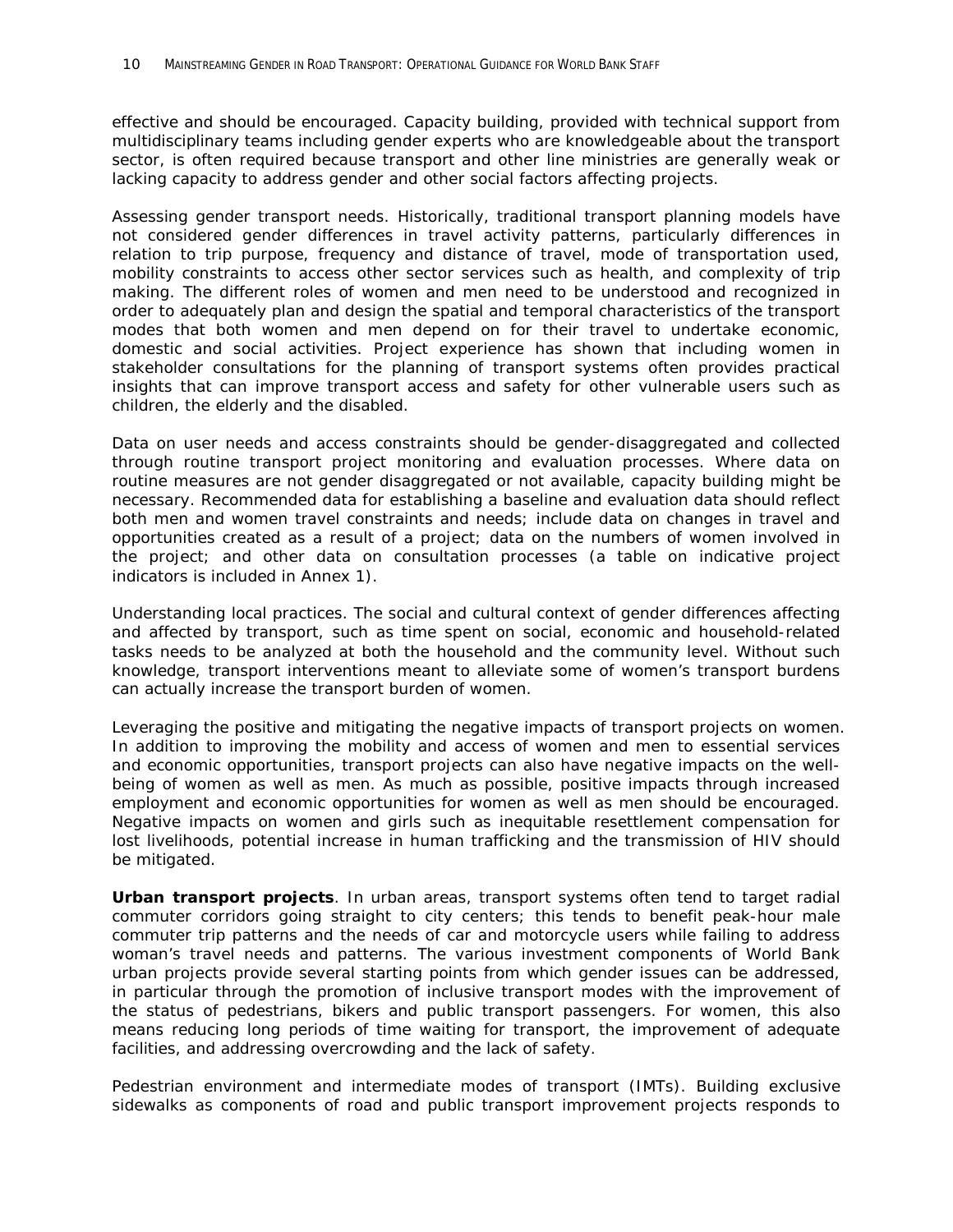effective and should be encouraged. Capacity building, provided with technical support from multidisciplinary teams including gender experts who are knowledgeable about the transport sector, is often required because transport and other line ministries are generally weak or lacking capacity to address gender and other social factors affecting projects.

*Assessing gender transport needs*. Historically, traditional transport planning models have not considered gender differences in travel activity patterns, particularly differences in relation to trip purpose, frequency and distance of travel, mode of transportation used, mobility constraints to access other sector services such as health, and complexity of trip making. The different roles of women and men need to be understood and recognized in order to adequately plan and design the spatial and temporal characteristics of the transport modes that both women and men depend on for their travel to undertake economic, domestic and social activities. Project experience has shown that including women in stakeholder consultations for the planning of transport systems often provides practical insights that can improve transport access and safety for other vulnerable users such as children, the elderly and the disabled.

Data on user needs and access constraints should be gender-disaggregated and collected through routine transport project monitoring and evaluation processes. Where data on routine measures are not gender disaggregated or not available, capacity building might be necessary. Recommended data for establishing a baseline and evaluation data should reflect both men and women travel constraints and needs; include data on changes in travel and opportunities created as a result of a project; data on the numbers of women involved in the project; and other data on consultation processes (a table on indicative project indicators is included in Annex 1).

*Understanding local practices*. The social and cultural context of gender differences affecting and affected by transport, such as time spent on social, economic and household-related tasks needs to be analyzed at both the household and the community level. Without such knowledge, transport interventions meant to alleviate some of women's transport burdens can actually increase the transport burden of women.

*Leveraging the positive and mitigating the negative impacts of transport projects on women*. In addition to improving the mobility and access of women and men to essential services and economic opportunities, transport projects can also have negative impacts on the well-being of women as well as men. As much as possible, positive impacts through increased employment and economic opportunities for women as well as men should be encouraged. Negative impacts on women and girls such as inequitable resettlement compensation for lost livelihoods, potential increase in human trafficking and the transmission of HIV should be mitigated.

**Urban transport projects**. In urban areas, transport systems often tend to target radial commuter corridors going straight to city centers; this tends to benefit peak-hour male commuter trip patterns and the needs of car and motorcycle users while failing to address woman's travel needs and patterns. The various investment components of World Bank urban projects provide several starting points from which gender issues can be addressed, in particular through the promotion of inclusive transport modes with the improvement of the status of pedestrians, bikers and public transport passengers. For women, this also means reducing long periods of time waiting for transport, the improvement of adequate facilities, and addressing overcrowding and the lack of safety.

*Pedestrian environment and intermediate modes of transport (IMTs)*. Building exclusive sidewalks as components of road and public transport improvement projects responds to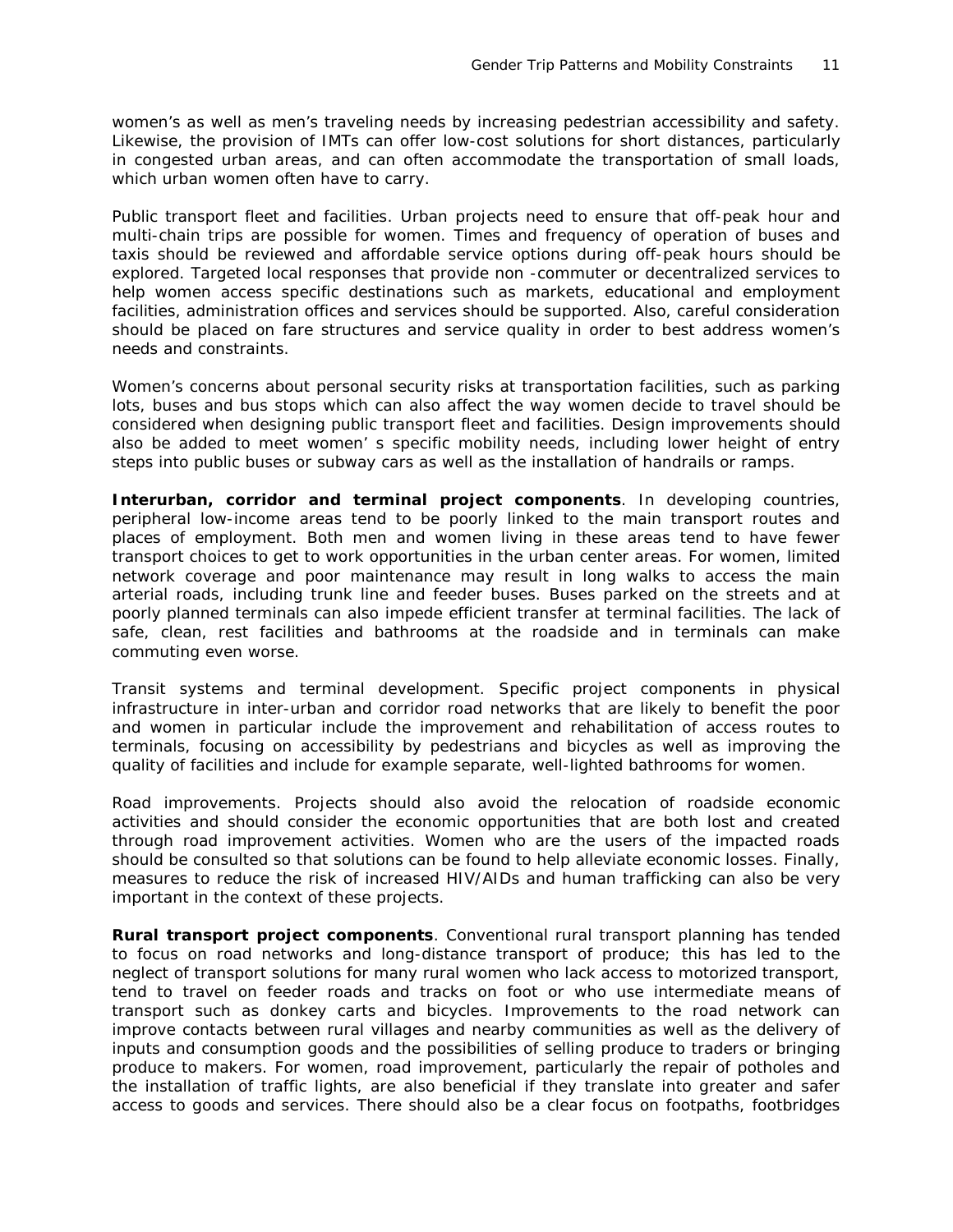women's as well as men's traveling needs by increasing pedestrian accessibility and safety. Likewise, the provision of IMTs can offer low-cost solutions for short distances, particularly in congested urban areas, and can often accommodate the transportation of small loads, which urban women often have to carry.

*Public transport fleet and facilities*. Urban projects need to ensure that off-peak hour and multi-chain trips are possible for women. Times and frequency of operation of buses and taxis should be reviewed and affordable service options during off-peak hours should be explored. Targeted local responses that provide non -commuter or decentralized services to help women access specific destinations such as markets, educational and employment facilities, administration offices and services should be supported. Also, careful consideration should be placed on fare structures and service quality in order to best address women's needs and constraints.

Women's concerns about personal security risks at transportation facilities, such as parking lots, buses and bus stops which can also affect the way women decide to travel should be considered when designing public transport fleet and facilities. Design improvements should also be added to meet women' s specific mobility needs, including lower height of entry steps into public buses or subway cars as well as the installation of handrails or ramps.

**Interurban, corridor and terminal project components**. In developing countries, peripheral low-income areas tend to be poorly linked to the main transport routes and places of employment. Both men and women living in these areas tend to have fewer transport choices to get to work opportunities in the urban center areas. For women, limited network coverage and poor maintenance may result in long walks to access the main arterial roads, including trunk line and feeder buses. Buses parked on the streets and at poorly planned terminals can also impede efficient transfer at terminal facilities. The lack of safe, clean, rest facilities and bathrooms at the roadside and in terminals can make commuting even worse.

*Transit systems and terminal development*. Specific project components in physical infrastructure in inter-urban and corridor road networks that are likely to benefit the poor and women in particular include the improvement and rehabilitation of access routes to terminals, focusing on accessibility by pedestrians and bicycles as well as improving the quality of facilities and include for example separate, well-lighted bathrooms for women.

*Road improvements*. Projects should also avoid the relocation of roadside economic activities and should consider the economic opportunities that are both lost and created through road improvement activities. Women who are the users of the impacted roads should be consulted so that solutions can be found to help alleviate economic losses. Finally, measures to reduce the risk of increased HIV/AIDs and human trafficking can also be very important in the context of these projects.

**Rural transport project components**. Conventional rural transport planning has tended to focus on road networks and long-distance transport of produce; this has led to the neglect of transport solutions for many rural women who lack access to motorized transport, tend to travel on feeder roads and tracks on foot or who use intermediate means of transport such as donkey carts and bicycles. Improvements to the road network can improve contacts between rural villages and nearby communities as well as the delivery of inputs and consumption goods and the possibilities of selling produce to traders or bringing produce to makers. For women, road improvement, particularly the repair of potholes and the installation of traffic lights, are also beneficial if they translate into greater and safer access to goods and services. There should also be a clear focus on footpaths, footbridges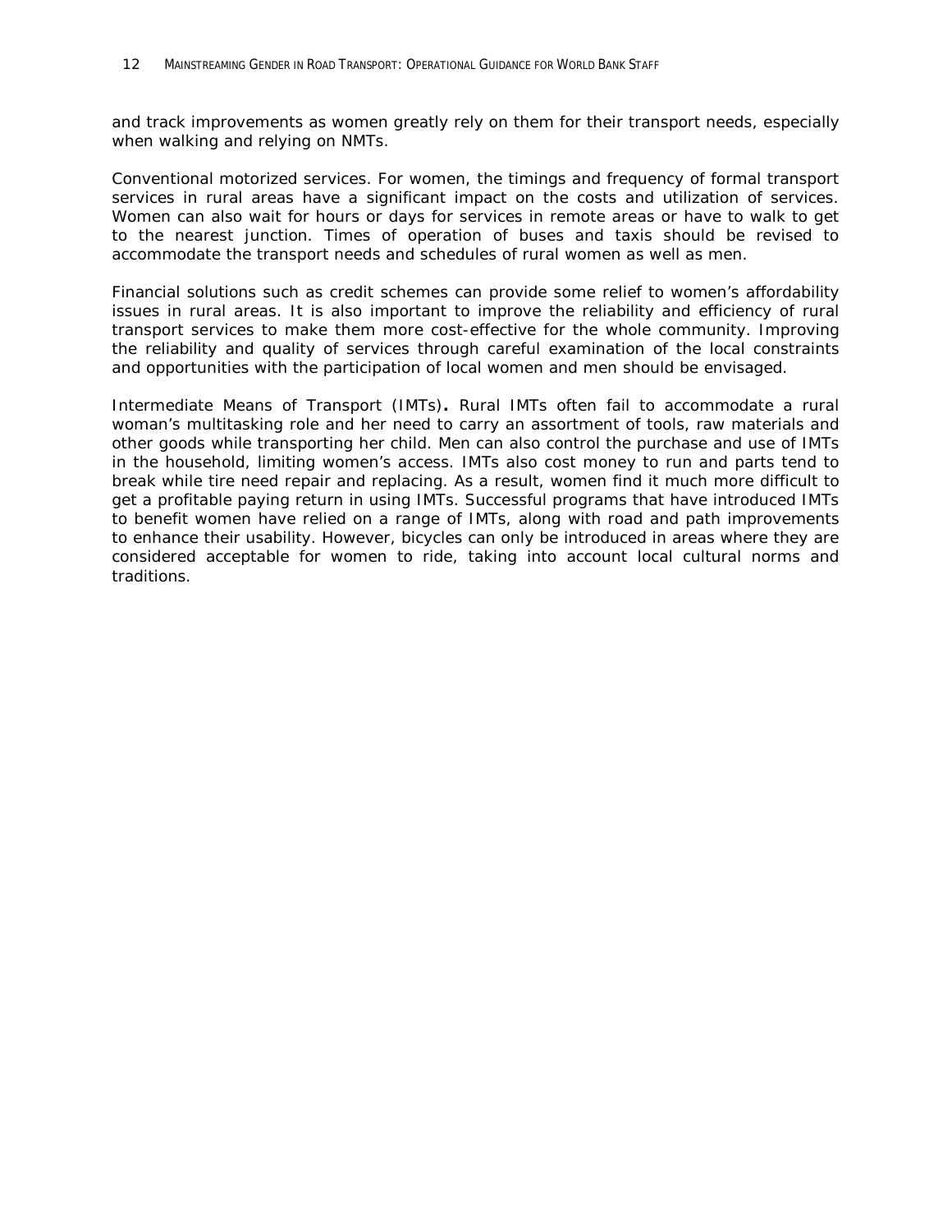and track improvements as women greatly rely on them for their transport needs, especially when walking and relying on NMTs.

Conventional motorized services. For women, the timings and frequency of formal transport services in rural areas have a significant impact on the costs and utilization of services. Women can also wait for hours or days for services in remote areas or have to walk to get to the nearest junction. Times of operation of buses and taxis should be revised to accommodate the transport needs and schedules of rural women as well as men.

Financial solutions such as credit schemes can provide some relief to women's affordability issues in rural areas. It is also important to improve the reliability and efficiency of rural transport services to make them more cost-effective for the whole community. Improving the reliability and quality of services through careful examination of the local constraints and opportunities with the participation of local women and men should be envisaged.

Intermediate Means of Transport (IMTs)**.** Rural IMTs often fail to accommodate a rural woman's multitasking role and her need to carry an assortment of tools, raw materials and other goods while transporting her child. Men can also control the purchase and use of IMTs in the household, limiting women's access. IMTs also cost money to run and parts tend to break while tire need repair and replacing. As a result, women find it much more difficult to get a profitable paying return in using IMTs. Successful programs that have introduced IMTs to benefit women have relied on a range of IMTs, along with road and path improvements to enhance their usability. However, bicycles can only be introduced in areas where they are considered acceptable for women to ride, taking into account local cultural norms and traditions.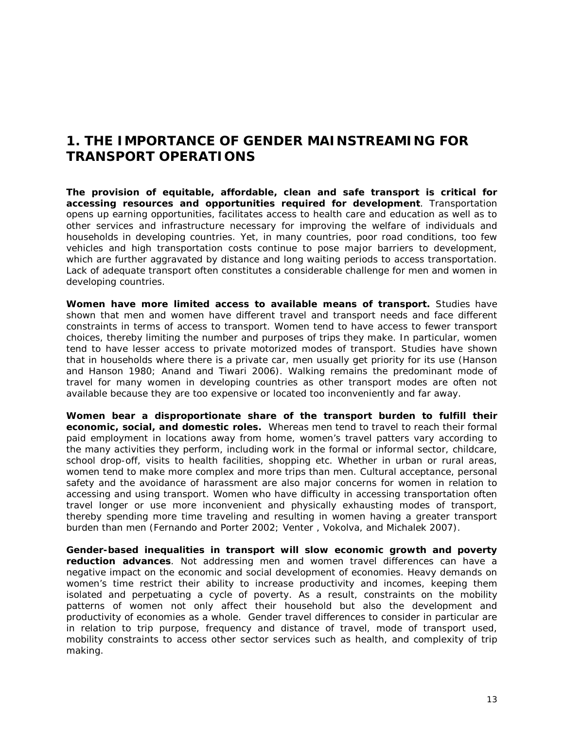# 1. THE IMPORTANCE OF GENDER MAINSTREAMING FOR TRANSPORT OPERATIONS

**The provision of equitable, affordable, clean and safe transport is critical for accessing resources and opportunities required for development**. Transportation opens up earning opportunities, facilitates access to health care and education as well as to other services and infrastructure necessary for improving the welfare of individuals and households in developing countries. Yet, in many countries, poor road conditions, too few vehicles and high transportation costs continue to pose major barriers to development, which are further aggravated by distance and long waiting periods to access transportation. Lack of adequate transport often constitutes a considerable challenge for men and women in developing countries.

**Women have more limited access to available means of transport.** Studies have shown that men and women have different travel and transport needs and face different constraints in terms of access to transport. Women tend to have access to fewer transport choices, thereby limiting the number and purposes of trips they make. In particular, women tend to have lesser access to private motorized modes of transport. Studies have shown that in households where there is a private car, men usually get priority for its use (Hanson and Hanson 1980; Anand and Tiwari 2006). Walking remains the predominant mode of travel for many women in developing countries as other transport modes are often not available because they are too expensive or located too inconveniently and far away.

**Women bear a disproportionate share of the transport burden to fulfill their economic, social, and domestic roles.** Whereas men tend to travel to reach their formal paid employment in locations away from home, women's travel patters vary according to the many activities they perform, including work in the formal or informal sector, childcare, school drop-off, visits to health facilities, shopping etc. Whether in urban or rural areas, women tend to make more complex and more trips than men. Cultural acceptance, personal safety and the avoidance of harassment are also major concerns for women in relation to accessing and using transport. Women who have difficulty in accessing transportation often travel longer or use more inconvenient and physically exhausting modes of transport, thereby spending more time traveling and resulting in women having a greater transport burden than men (Fernando and Porter 2002; Venter , Vokolva, and Michalek 2007).

**Gender-based inequalities in transport will slow economic growth and poverty reduction advances**. Not addressing men and women travel differences can have a negative impact on the economic and social development of economies. Heavy demands on women's time restrict their ability to increase productivity and incomes, keeping them isolated and perpetuating a cycle of poverty. As a result, constraints on the mobility patterns of women not only affect their household but also the development and productivity of economies as a whole. Gender travel differences to consider in particular are in relation to trip purpose, frequency and distance of travel, mode of transport used, mobility constraints to access other sector services such as health, and complexity of trip making.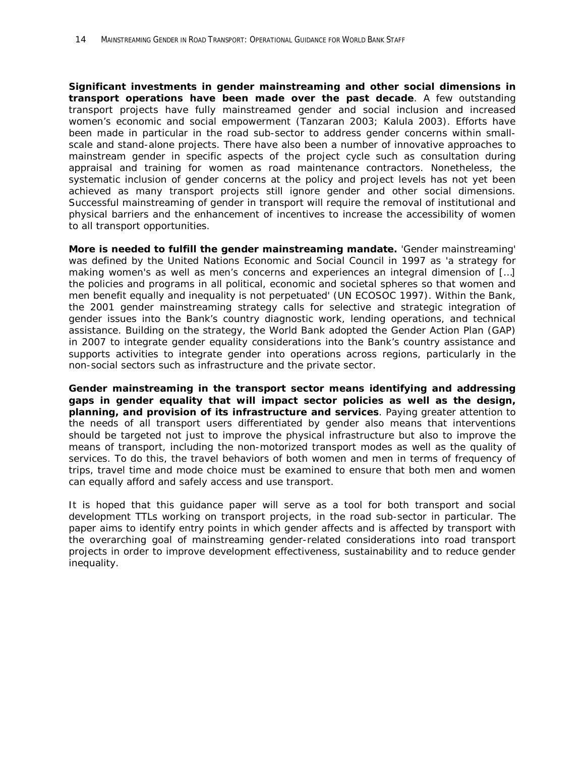**Significant investments in gender mainstreaming and other social dimensions in transport operations have been made over the past decade**. A few outstanding transport projects have fully mainstreamed gender and social inclusion and increased women's economic and social empowerment (Tanzaran 2003; Kalula 2003). Efforts have been made in particular in the road sub-sector to address gender concerns within small-scale and stand-alone projects. There have also been a number of innovative approaches to mainstream gender in specific aspects of the project cycle such as consultation during appraisal and training for women as road maintenance contractors. Nonetheless, the systematic inclusion of gender concerns at the policy and project levels has not yet been achieved as many transport projects still ignore gender and other social dimensions. Successful mainstreaming of gender in transport will require the removal of institutional and physical barriers and the enhancement of incentives to increase the accessibility of women to all transport opportunities.

**More is needed to fulfill the gender mainstreaming mandate.** 'Gender mainstreaming' was defined by the United Nations Economic and Social Council in 1997 as 'a strategy for making women's as well as men's concerns and experiences an integral dimension of […] the policies and programs in all political, economic and societal spheres so that women and men benefit equally and inequality is not perpetuated' (UN ECOSOC 1997). Within the Bank, the 2001 gender mainstreaming strategy calls for selective and strategic integration of gender issues into the Bank's country diagnostic work, lending operations, and technical assistance. Building on the strategy, the World Bank adopted the Gender Action Plan (GAP) in 2007 to integrate gender equality considerations into the Bank's country assistance and supports activities to integrate gender into operations across regions, particularly in the non-social sectors such as infrastructure and the private sector.

**Gender mainstreaming in the transport sector means identifying and addressing gaps in gender equality that will impact sector policies as well as the design, planning, and provision of its infrastructure and services**. Paying greater attention to the needs of all transport users differentiated by gender also means that interventions should be targeted not just to improve the physical infrastructure but also to improve the means of transport, including the non-motorized transport modes as well as the quality of services. To do this, the travel behaviors of both women and men in terms of frequency of trips, travel time and mode choice must be examined to ensure that both men and women can equally afford and safely access and use transport.

It is hoped that this guidance paper will serve as a tool for both transport and social development TTLs working on transport projects, in the road sub-sector in particular. The paper aims to identify entry points in which gender affects and is affected by transport with the overarching goal of mainstreaming gender-related considerations into road transport projects in order to improve development effectiveness, sustainability and to reduce gender inequality.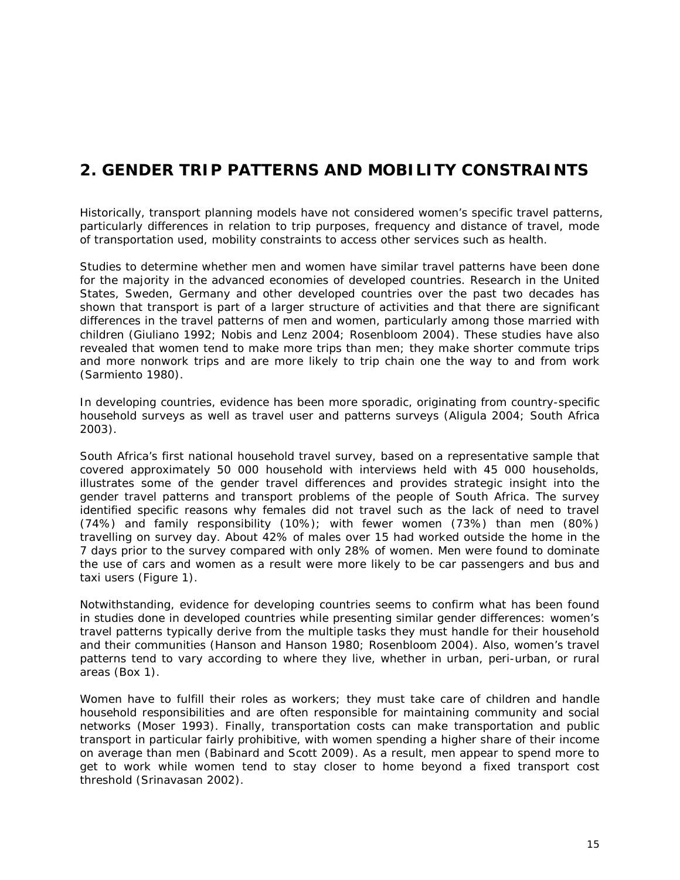## 2. GENDER TRIP PATTERNS AND MOBILITY CONSTRAINTS

Historically, transport planning models have not considered women's specific travel patterns, particularly differences in relation to trip purposes, frequency and distance of travel, mode of transportation used, mobility constraints to access other services such as health.

Studies to determine whether men and women have similar travel patterns have been done for the majority in the advanced economies of developed countries. Research in the United States, Sweden, Germany and other developed countries over the past two decades has shown that transport is part of a larger structure of activities and that there are significant differences in the travel patterns of men and women, particularly among those married with children (Giuliano 1992; Nobis and Lenz 2004; Rosenbloom 2004). These studies have also revealed that women tend to make more trips than men; they make shorter commute trips and more nonwork trips and are more likely to trip chain one the way to and from work (Sarmiento 1980).

In developing countries, evidence has been more sporadic, originating from country-specific household surveys as well as travel user and patterns surveys (Aligula 2004; South Africa 2003).

South Africa's first national household travel survey, based on a representative sample that covered approximately 50 000 household with interviews held with 45 000 households, illustrates some of the gender travel differences and provides strategic insight into the gender travel patterns and transport problems of the people of South Africa. The survey identified specific reasons why females did not travel such as the lack of need to travel (74%) and family responsibility (10%); with fewer women (73%) than men (80%) travelling on survey day. About 42% of males over 15 had worked outside the home in the 7 days prior to the survey compared with only 28% of women. Men were found to dominate the use of cars and women as a result were more likely to be car passengers and bus and taxi users (Figure 1).

Notwithstanding, evidence for developing countries seems to confirm what has been found in studies done in developed countries while presenting similar gender differences: women's travel patterns typically derive from the multiple tasks they must handle for their household and their communities (Hanson and Hanson 1980; Rosenbloom 2004). Also, women's travel patterns tend to vary according to where they live, whether in urban, peri-urban, or rural areas (Box 1).

Women have to fulfill their roles as workers; they must take care of children and handle household responsibilities and are often responsible for maintaining community and social networks (Moser 1993). Finally, transportation costs can make transportation and public transport in particular fairly prohibitive, with women spending a higher share of their income on average than men (Babinard and Scott 2009). As a result, men appear to spend more to get to work while women tend to stay closer to home beyond a fixed transport cost threshold (Srinavasan 2002).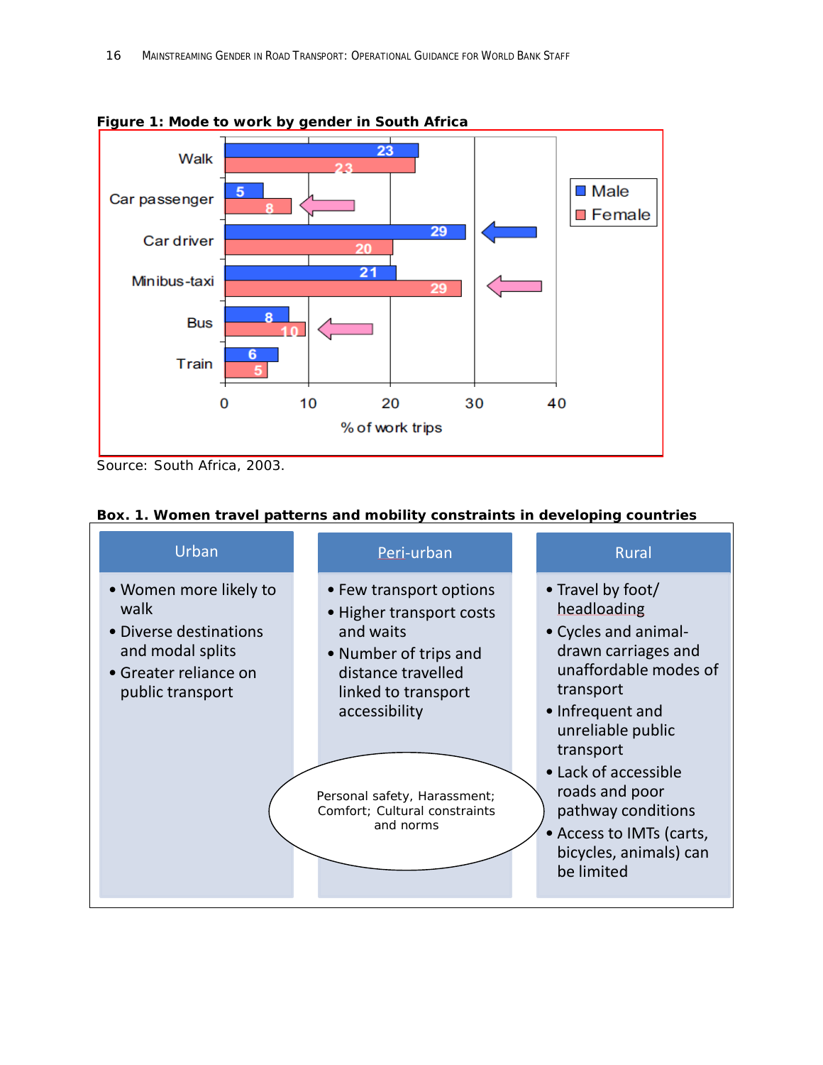**Figure 1: Mode to work by gender in South Africa**

| Mode | Male | Female |
|---|---|---|
| Walk | 23 | 23 |
| Car passenger | 5 | 8 |
| Car driver | 29 | 20 |
| Minibus-taxi | 21 | 29 |
| Bus | 8 | 10 |
| Train | 6 | 5 |

% of work trips

Source: South Africa, 2003.

**Box. 1. Women travel patterns and mobility constraints in developing countries**

| Urban | Peri-urban | Rural |
|---|---|---|
| • Women more likely to walk<br>• Diverse destinations and modal splits<br>• Greater reliance on public transport | • Few transport options<br>• Higher transport costs and waits<br>• Number of trips and distance travelled linked to transport accessibility | • Travel by foot/ headloading<br>• Cycles and animal-drawn carriages and unaffordable modes of transport<br>• Infrequent and unreliable public transport<br>• Lack of accessible roads and poor pathway conditions<br>• Access to IMTs (carts, bicycles, animals) can be limited |

Personal safety, Harassment; Comfort; Cultural constraints and norms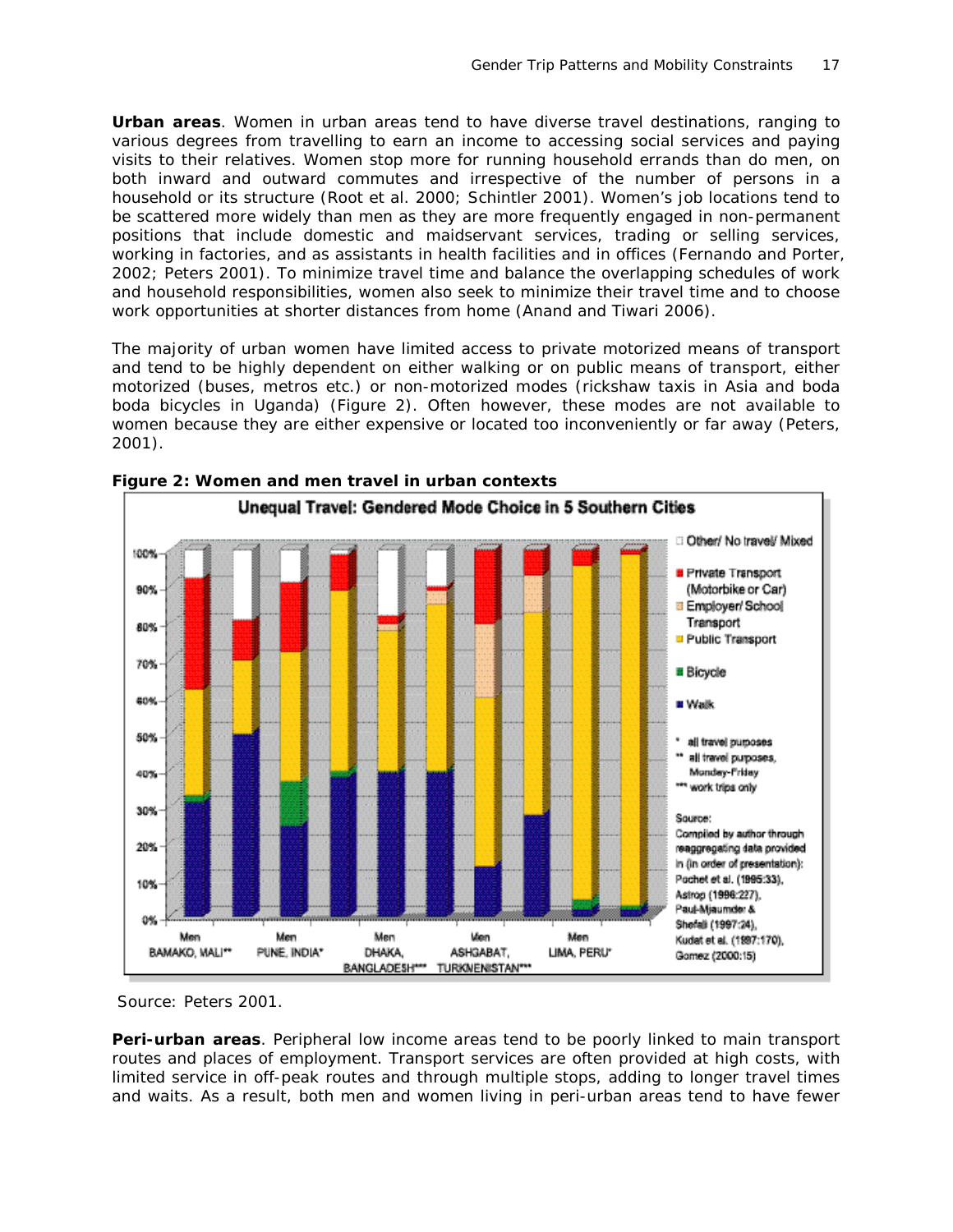**Urban areas**. Women in urban areas tend to have diverse travel destinations, ranging to various degrees from travelling to earn an income to accessing social services and paying visits to their relatives. Women stop more for running household errands than do men, on both inward and outward commutes and irrespective of the number of persons in a household or its structure (Root et al. 2000; Schintler 2001). Women's job locations tend to be scattered more widely than men as they are more frequently engaged in non-permanent positions that include domestic and maidservant services, trading or selling services, working in factories, and as assistants in health facilities and in offices (Fernando and Porter, 2002; Peters 2001). To minimize travel time and balance the overlapping schedules of work and household responsibilities, women also seek to minimize their travel time and to choose work opportunities at shorter distances from home (Anand and Tiwari 2006).

The majority of urban women have limited access to private motorized means of transport and tend to be highly dependent on either walking or on public means of transport, either motorized (buses, metros etc.) or non-motorized modes (rickshaw taxis in Asia and boda boda bicycles in Uganda) (Figure 2). Often however, these modes are not available to women because they are either expensive or located too inconveniently or far away (Peters, 2001).

**Figure 2: Women and men travel in urban contexts**

Source: Peters 2001.

**Peri-urban areas**. Peripheral low income areas tend to be poorly linked to main transport routes and places of employment. Transport services are often provided at high costs, with limited service in off-peak routes and through multiple stops, adding to longer travel times and waits. As a result, both men and women living in peri-urban areas tend to have fewer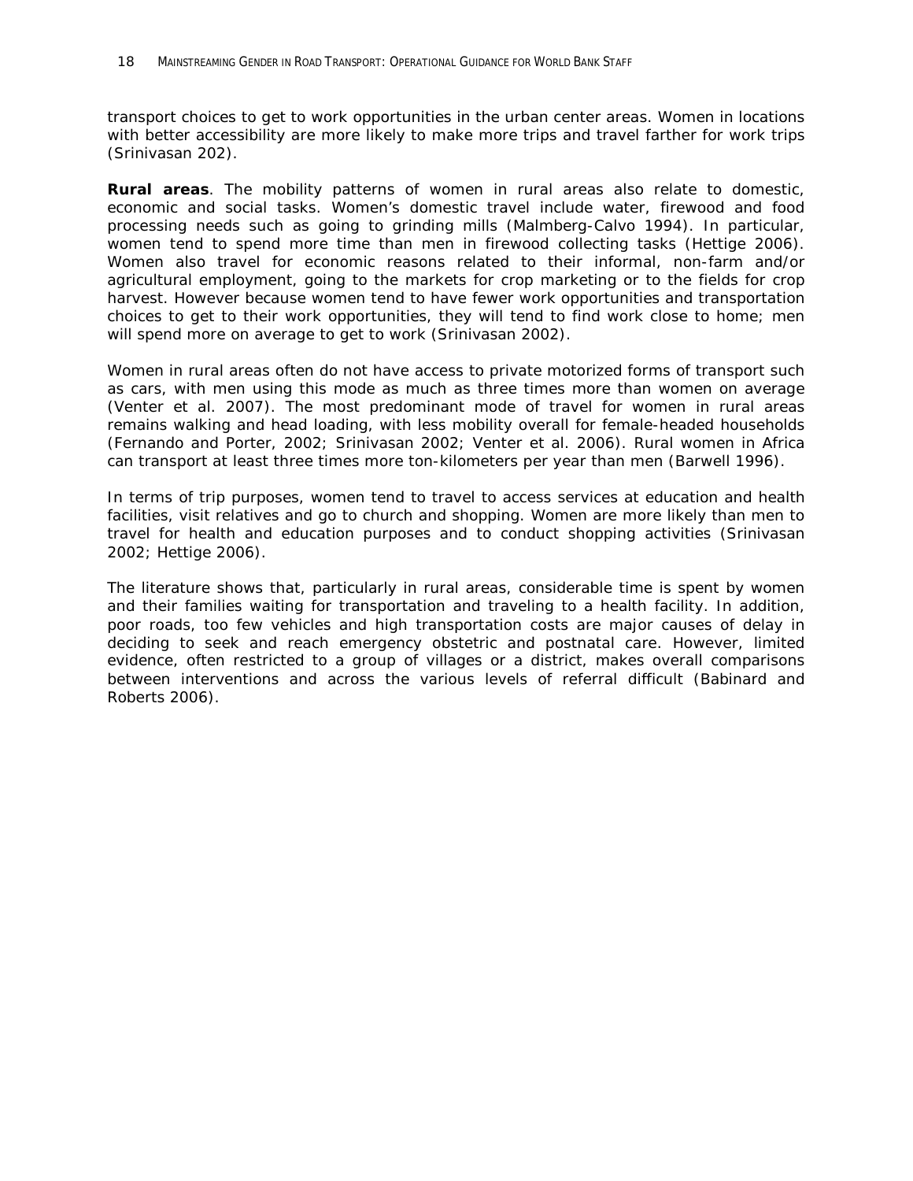transport choices to get to work opportunities in the urban center areas. Women in locations with better accessibility are more likely to make more trips and travel farther for work trips (Srinivasan 202).

**Rural areas**. The mobility patterns of women in rural areas also relate to domestic, economic and social tasks. Women's domestic travel include water, firewood and food processing needs such as going to grinding mills (Malmberg-Calvo 1994). In particular, women tend to spend more time than men in firewood collecting tasks (Hettige 2006). Women also travel for economic reasons related to their informal, non-farm and/or agricultural employment, going to the markets for crop marketing or to the fields for crop harvest. However because women tend to have fewer work opportunities and transportation choices to get to their work opportunities, they will tend to find work close to home; men will spend more on average to get to work (Srinivasan 2002).

Women in rural areas often do not have access to private motorized forms of transport such as cars, with men using this mode as much as three times more than women on average (Venter et al. 2007). The most predominant mode of travel for women in rural areas remains walking and head loading, with less mobility overall for female-headed households (Fernando and Porter, 2002; Srinivasan 2002; Venter et al. 2006). Rural women in Africa can transport at least three times more ton-kilometers per year than men (Barwell 1996).

In terms of trip purposes, women tend to travel to access services at education and health facilities, visit relatives and go to church and shopping. Women are more likely than men to travel for health and education purposes and to conduct shopping activities (Srinivasan 2002; Hettige 2006).

The literature shows that, particularly in rural areas, considerable time is spent by women and their families waiting for transportation and traveling to a health facility. In addition, poor roads, too few vehicles and high transportation costs are major causes of delay in deciding to seek and reach emergency obstetric and postnatal care. However, limited evidence, often restricted to a group of villages or a district, makes overall comparisons between interventions and across the various levels of referral difficult (Babinard and Roberts 2006).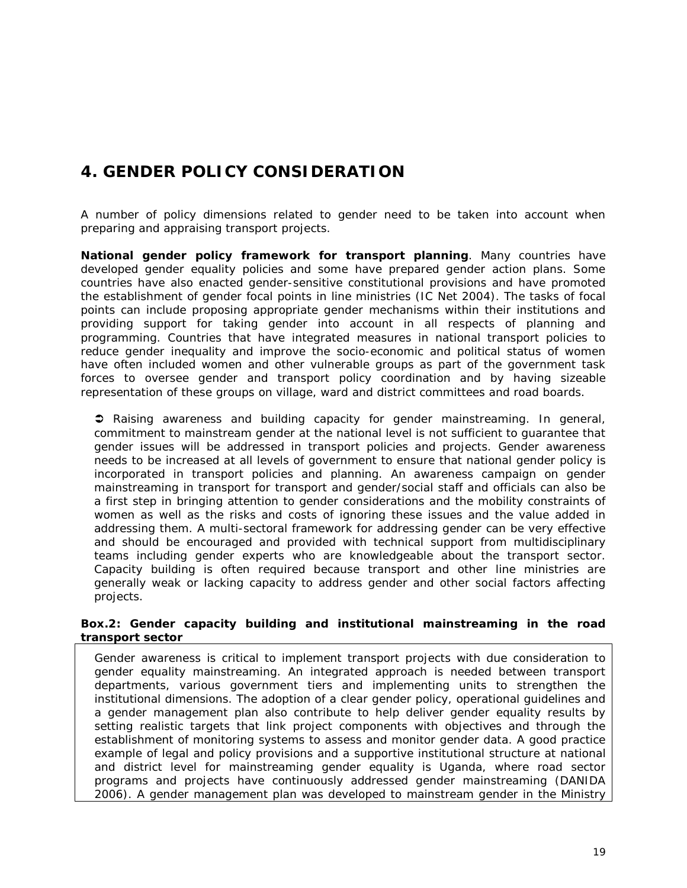# 4. GENDER POLICY CONSIDERATION

A number of policy dimensions related to gender need to be taken into account when preparing and appraising transport projects.

**National gender policy framework for transport planning**. Many countries have developed gender equality policies and some have prepared gender action plans. Some countries have also enacted gender-sensitive constitutional provisions and have promoted the establishment of gender focal points in line ministries (IC Net 2004). The tasks of focal points can include proposing appropriate gender mechanisms within their institutions and providing support for taking gender into account in all respects of planning and programming. Countries that have integrated measures in national transport policies to reduce gender inequality and improve the socio-economic and political status of women have often included women and other vulnerable groups as part of the government task forces to oversee gender and transport policy coordination and by having sizeable representation of these groups on village, ward and district committees and road boards.

➲ Raising awareness and building capacity for gender mainstreaming. In general, commitment to mainstream gender at the national level is not sufficient to guarantee that gender issues will be addressed in transport policies and projects. Gender awareness needs to be increased at all levels of government to ensure that national gender policy is incorporated in transport policies and planning. An awareness campaign on gender mainstreaming in transport for transport and gender/social staff and officials can also be a first step in bringing attention to gender considerations and the mobility constraints of women as well as the risks and costs of ignoring these issues and the value added in addressing them. A multi-sectoral framework for addressing gender can be very effective and should be encouraged and provided with technical support from multidisciplinary teams including gender experts who are knowledgeable about the transport sector. Capacity building is often required because transport and other line ministries are generally weak or lacking capacity to address gender and other social factors affecting projects.

**Box.2: Gender capacity building and institutional mainstreaming in the road transport sector**

Gender awareness is critical to implement transport projects with due consideration to gender equality mainstreaming. An integrated approach is needed between transport departments, various government tiers and implementing units to strengthen the institutional dimensions. The adoption of a clear gender policy, operational guidelines and a gender management plan also contribute to help deliver gender equality results by setting realistic targets that link project components with objectives and through the establishment of monitoring systems to assess and monitor gender data. A good practice example of legal and policy provisions and a supportive institutional structure at national and district level for mainstreaming gender equality is Uganda, where road sector programs and projects have continuously addressed gender mainstreaming (DANIDA 2006). A gender management plan was developed to mainstream gender in the Ministry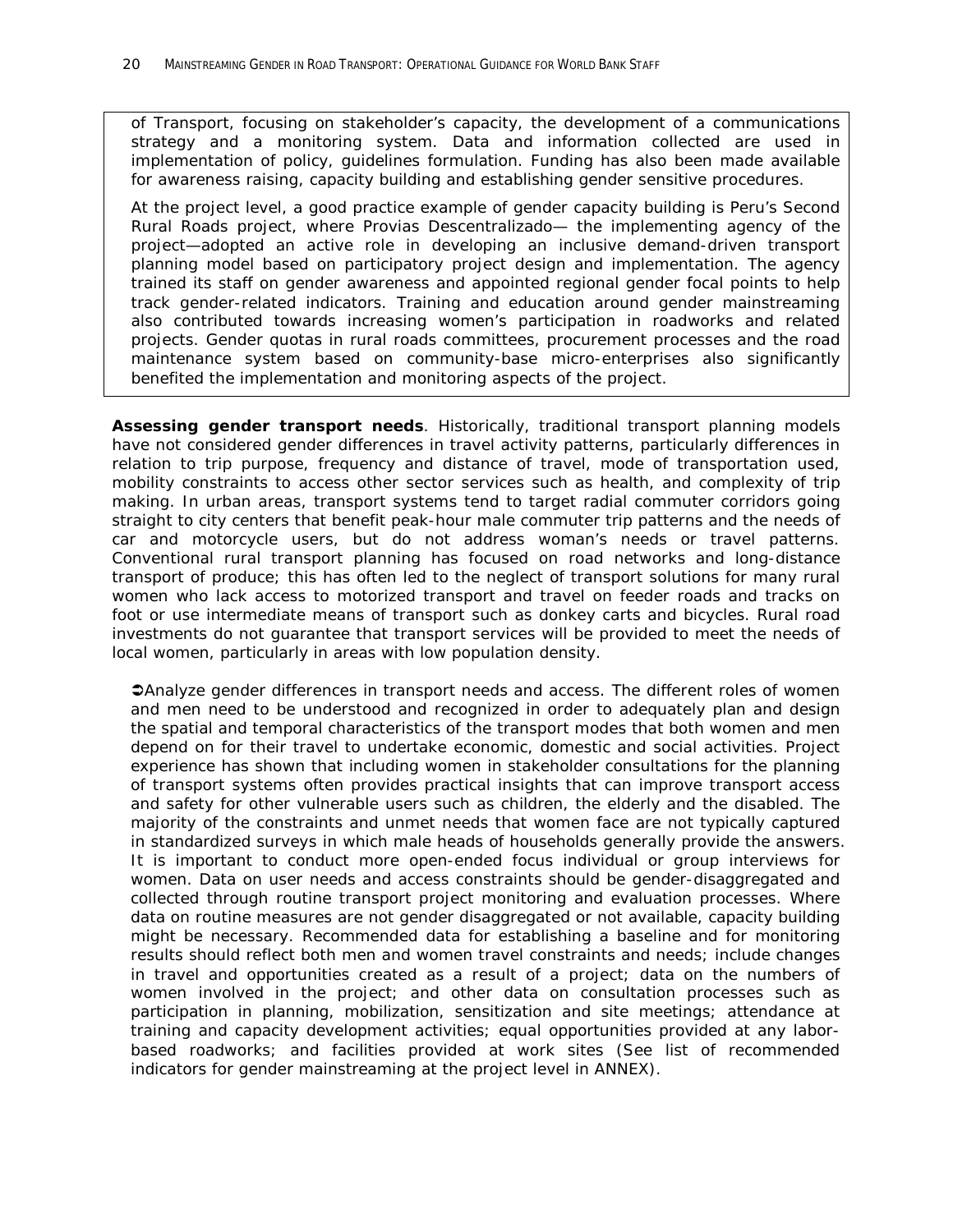of Transport, focusing on stakeholder's capacity, the development of a communications strategy and a monitoring system. Data and information collected are used in implementation of policy, guidelines formulation. Funding has also been made available for awareness raising, capacity building and establishing gender sensitive procedures.

At the project level, a good practice example of gender capacity building is Peru's Second Rural Roads project, where Provias Descentralizado— the implementing agency of the project—adopted an active role in developing an inclusive demand-driven transport planning model based on participatory project design and implementation. The agency trained its staff on gender awareness and appointed regional gender focal points to help track gender-related indicators. Training and education around gender mainstreaming also contributed towards increasing women's participation in roadworks and related projects. Gender quotas in rural roads committees, procurement processes and the road maintenance system based on community-base micro-enterprises also significantly benefited the implementation and monitoring aspects of the project.

**Assessing gender transport needs**. Historically, traditional transport planning models have not considered gender differences in travel activity patterns, particularly differences in relation to trip purpose, frequency and distance of travel, mode of transportation used, mobility constraints to access other sector services such as health, and complexity of trip making. In urban areas, transport systems tend to target radial commuter corridors going straight to city centers that benefit peak-hour male commuter trip patterns and the needs of car and motorcycle users, but do not address woman's needs or travel patterns. Conventional rural transport planning has focused on road networks and long-distance transport of produce; this has often led to the neglect of transport solutions for many rural women who lack access to motorized transport and travel on feeder roads and tracks on foot or use intermediate means of transport such as donkey carts and bicycles. Rural road investments do not guarantee that transport services will be provided to meet the needs of local women, particularly in areas with low population density.

➲Analyze gender differences in transport needs and access. The different roles of women and men need to be understood and recognized in order to adequately plan and design the spatial and temporal characteristics of the transport modes that both women and men depend on for their travel to undertake economic, domestic and social activities. Project experience has shown that including women in stakeholder consultations for the planning of transport systems often provides practical insights that can improve transport access and safety for other vulnerable users such as children, the elderly and the disabled. The majority of the constraints and unmet needs that women face are not typically captured in standardized surveys in which male heads of households generally provide the answers. It is important to conduct more open-ended focus individual or group interviews for women. Data on user needs and access constraints should be gender-disaggregated and collected through routine transport project monitoring and evaluation processes. Where data on routine measures are not gender disaggregated or not available, capacity building might be necessary. Recommended data for establishing a baseline and for monitoring results should reflect both men and women travel constraints and needs; include changes in travel and opportunities created as a result of a project; data on the numbers of women involved in the project; and other data on consultation processes such as participation in planning, mobilization, sensitization and site meetings; attendance at training and capacity development activities; equal opportunities provided at any labor-based roadworks; and facilities provided at work sites (See list of recommended indicators for gender mainstreaming at the project level in ANNEX).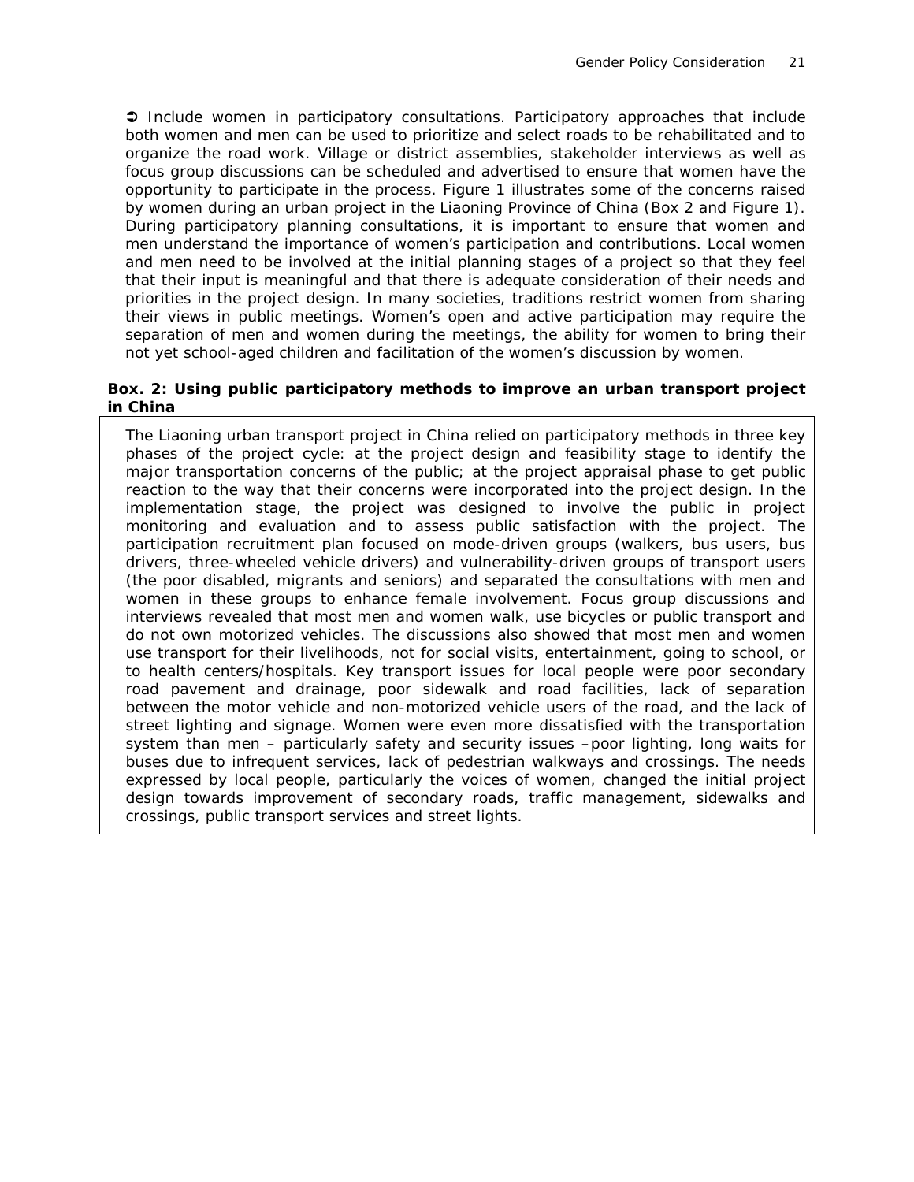➲ Include women in participatory consultations. Participatory approaches that include both women and men can be used to prioritize and select roads to be rehabilitated and to organize the road work. Village or district assemblies, stakeholder interviews as well as focus group discussions can be scheduled and advertised to ensure that women have the opportunity to participate in the process. Figure 1 illustrates some of the concerns raised by women during an urban project in the Liaoning Province of China (Box 2 and Figure 1). During participatory planning consultations, it is important to ensure that women and men understand the importance of women's participation and contributions. Local women and men need to be involved at the initial planning stages of a project so that they feel that their input is meaningful and that there is adequate consideration of their needs and priorities in the project design. In many societies, traditions restrict women from sharing their views in public meetings. Women's open and active participation may require the separation of men and women during the meetings, the ability for women to bring their not yet school-aged children and facilitation of the women's discussion by women.

**Box. 2: Using public participatory methods to improve an urban transport project in China**

> The Liaoning urban transport project in China relied on participatory methods in three key phases of the project cycle: at the project design and feasibility stage to identify the major transportation concerns of the public; at the project appraisal phase to get public reaction to the way that their concerns were incorporated into the project design. In the implementation stage, the project was designed to involve the public in project monitoring and evaluation and to assess public satisfaction with the project. The participation recruitment plan focused on mode-driven groups (walkers, bus users, bus drivers, three-wheeled vehicle drivers) and vulnerability-driven groups of transport users (the poor disabled, migrants and seniors) and separated the consultations with men and women in these groups to enhance female involvement. Focus group discussions and interviews revealed that most men and women walk, use bicycles or public transport and do not own motorized vehicles. The discussions also showed that most men and women use transport for their livelihoods, not for social visits, entertainment, going to school, or to health centers/hospitals. Key transport issues for local people were poor secondary road pavement and drainage, poor sidewalk and road facilities, lack of separation between the motor vehicle and non-motorized vehicle users of the road, and the lack of street lighting and signage. Women were even more dissatisfied with the transportation system than men – particularly safety and security issues –poor lighting, long waits for buses due to infrequent services, lack of pedestrian walkways and crossings. The needs expressed by local people, particularly the voices of women, changed the initial project design towards improvement of secondary roads, traffic management, sidewalks and crossings, public transport services and street lights.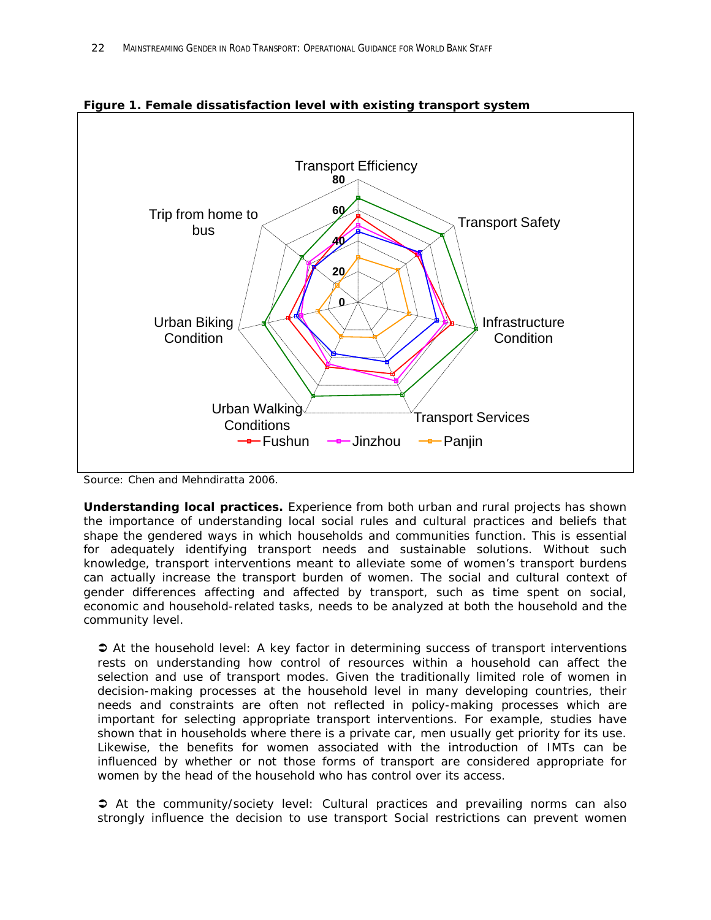**Figure 1. Female dissatisfaction level with existing transport system**

Source: Chen and Mehndiratta 2006.

**Understanding local practices.** Experience from both urban and rural projects has shown the importance of understanding local social rules and cultural practices and beliefs that shape the gendered ways in which households and communities function. This is essential for adequately identifying transport needs and sustainable solutions. Without such knowledge, transport interventions meant to alleviate some of women's transport burdens can actually increase the transport burden of women. The social and cultural context of gender differences affecting and affected by transport, such as time spent on social, economic and household-related tasks, needs to be analyzed at both the household and the community level.

➲ At the household level: A key factor in determining success of transport interventions rests on understanding how control of resources within a household can affect the selection and use of transport modes. Given the traditionally limited role of women in decision-making processes at the household level in many developing countries, their needs and constraints are often not reflected in policy-making processes which are important for selecting appropriate transport interventions. For example, studies have shown that in households where there is a private car, men usually get priority for its use. Likewise, the benefits for women associated with the introduction of IMTs can be influenced by whether or not those forms of transport are considered appropriate for women by the head of the household who has control over its access.

➲ At the community/society level: Cultural practices and prevailing norms can also strongly influence the decision to use transport Social restrictions can prevent women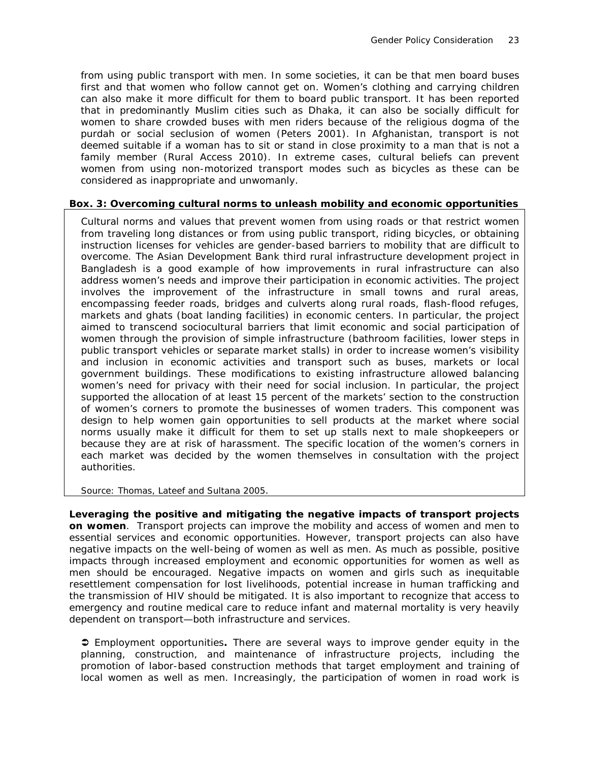from using public transport with men. In some societies, it can be that men board buses first and that women who follow cannot get on. Women's clothing and carrying children can also make it more difficult for them to board public transport. It has been reported that in predominantly Muslim cities such as Dhaka, it can also be socially difficult for women to share crowded buses with men riders because of the religious dogma of the purdah or social seclusion of women (Peters 2001). In Afghanistan, transport is not deemed suitable if a woman has to sit or stand in close proximity to a man that is not a family member (Rural Access 2010). In extreme cases, cultural beliefs can prevent women from using non-motorized transport modes such as bicycles as these can be considered as inappropriate and unwomanly.

**Box. 3: Overcoming cultural norms to unleash mobility and economic opportunities**

> Cultural norms and values that prevent women from using roads or that restrict women from traveling long distances or from using public transport, riding bicycles, or obtaining instruction licenses for vehicles are gender-based barriers to mobility that are difficult to overcome. The Asian Development Bank third rural infrastructure development project in Bangladesh is a good example of how improvements in rural infrastructure can also address women's needs and improve their participation in economic activities. The project involves the improvement of the infrastructure in small towns and rural areas, encompassing feeder roads, bridges and culverts along rural roads, flash-flood refuges, markets and ghats (boat landing facilities) in economic centers. In particular, the project aimed to transcend sociocultural barriers that limit economic and social participation of women through the provision of simple infrastructure (bathroom facilities, lower steps in public transport vehicles or separate market stalls) in order to increase women's visibility and inclusion in economic activities and transport such as buses, markets or local government buildings. These modifications to existing infrastructure allowed balancing women's need for privacy with their need for social inclusion. In particular, the project supported the allocation of at least 15 percent of the markets' section to the construction of women's corners to promote the businesses of women traders. This component was design to help women gain opportunities to sell products at the market where social norms usually make it difficult for them to set up stalls next to male shopkeepers or because they are at risk of harassment. The specific location of the women's corners in each market was decided by the women themselves in consultation with the project authorities.
>
> Source: Thomas, Lateef and Sultana 2005.

**Leveraging the positive and mitigating the negative impacts of transport projects on women**. Transport projects can improve the mobility and access of women and men to essential services and economic opportunities. However, transport projects can also have negative impacts on the well-being of women as well as men. As much as possible, positive impacts through increased employment and economic opportunities for women as well as men should be encouraged. Negative impacts on women and girls such as inequitable resettlement compensation for lost livelihoods, potential increase in human trafficking and the transmission of HIV should be mitigated. It is also important to recognize that access to emergency and routine medical care to reduce infant and maternal mortality is very heavily dependent on transport—both infrastructure and services.

➲ Employment opportunities**.** There are several ways to improve gender equity in the planning, construction, and maintenance of infrastructure projects, including the promotion of labor-based construction methods that target employment and training of local women as well as men. Increasingly, the participation of women in road work is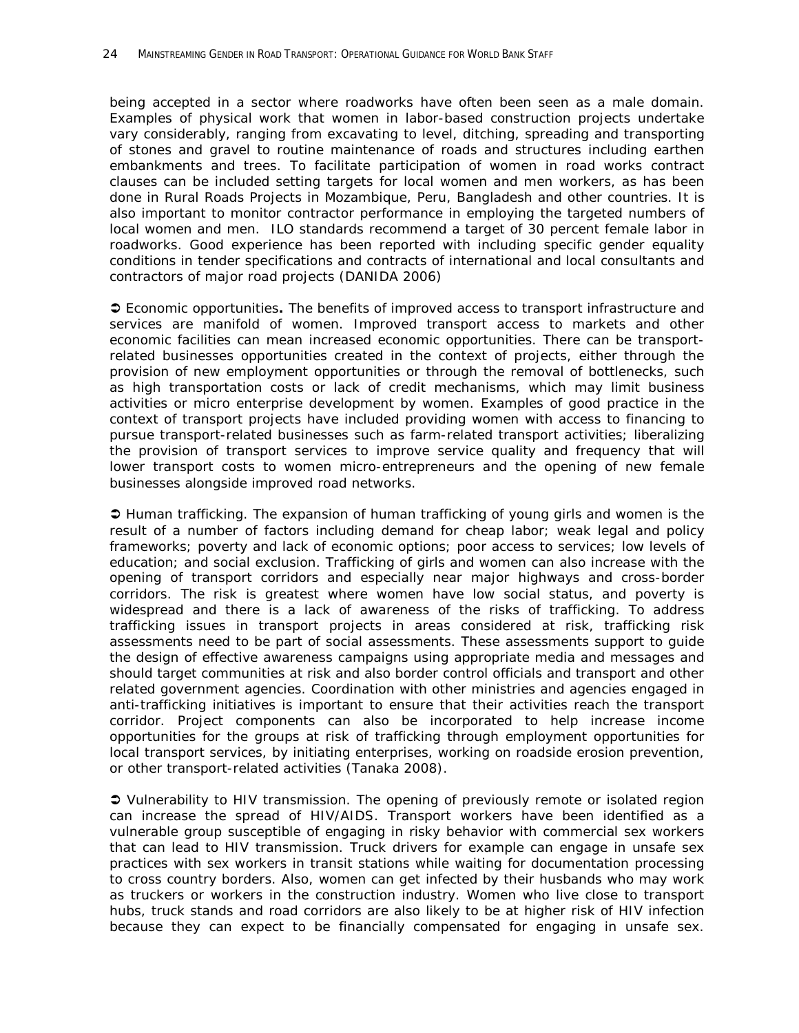being accepted in a sector where roadworks have often been seen as a male domain. Examples of physical work that women in labor-based construction projects undertake vary considerably, ranging from excavating to level, ditching, spreading and transporting of stones and gravel to routine maintenance of roads and structures including earthen embankments and trees. To facilitate participation of women in road works contract clauses can be included setting targets for local women and men workers, as has been done in Rural Roads Projects in Mozambique, Peru, Bangladesh and other countries. It is also important to monitor contractor performance in employing the targeted numbers of local women and men. ILO standards recommend a target of 30 percent female labor in roadworks. Good experience has been reported with including specific gender equality conditions in tender specifications and contracts of international and local consultants and contractors of major road projects (DANIDA 2006)

➲ Economic opportunities**.** The benefits of improved access to transport infrastructure and services are manifold of women. Improved transport access to markets and other economic facilities can mean increased economic opportunities. There can be transport-related businesses opportunities created in the context of projects, either through the provision of new employment opportunities or through the removal of bottlenecks, such as high transportation costs or lack of credit mechanisms, which may limit business activities or micro enterprise development by women. Examples of good practice in the context of transport projects have included providing women with access to financing to pursue transport-related businesses such as farm-related transport activities; liberalizing the provision of transport services to improve service quality and frequency that will lower transport costs to women micro-entrepreneurs and the opening of new female businesses alongside improved road networks.

➲ Human trafficking. The expansion of human trafficking of young girls and women is the result of a number of factors including demand for cheap labor; weak legal and policy frameworks; poverty and lack of economic options; poor access to services; low levels of education; and social exclusion. Trafficking of girls and women can also increase with the opening of transport corridors and especially near major highways and cross-border corridors. The risk is greatest where women have low social status, and poverty is widespread and there is a lack of awareness of the risks of trafficking. To address trafficking issues in transport projects in areas considered at risk, trafficking risk assessments need to be part of social assessments. These assessments support to guide the design of effective awareness campaigns using appropriate media and messages and should target communities at risk and also border control officials and transport and other related government agencies. Coordination with other ministries and agencies engaged in anti-trafficking initiatives is important to ensure that their activities reach the transport corridor. Project components can also be incorporated to help increase income opportunities for the groups at risk of trafficking through employment opportunities for local transport services, by initiating enterprises, working on roadside erosion prevention, or other transport-related activities (Tanaka 2008).

➲ Vulnerability to HIV transmission. The opening of previously remote or isolated region can increase the spread of HIV/AIDS. Transport workers have been identified as a vulnerable group susceptible of engaging in risky behavior with commercial sex workers that can lead to HIV transmission. Truck drivers for example can engage in unsafe sex practices with sex workers in transit stations while waiting for documentation processing to cross country borders. Also, women can get infected by their husbands who may work as truckers or workers in the construction industry. Women who live close to transport hubs, truck stands and road corridors are also likely to be at higher risk of HIV infection because they can expect to be financially compensated for engaging in unsafe sex.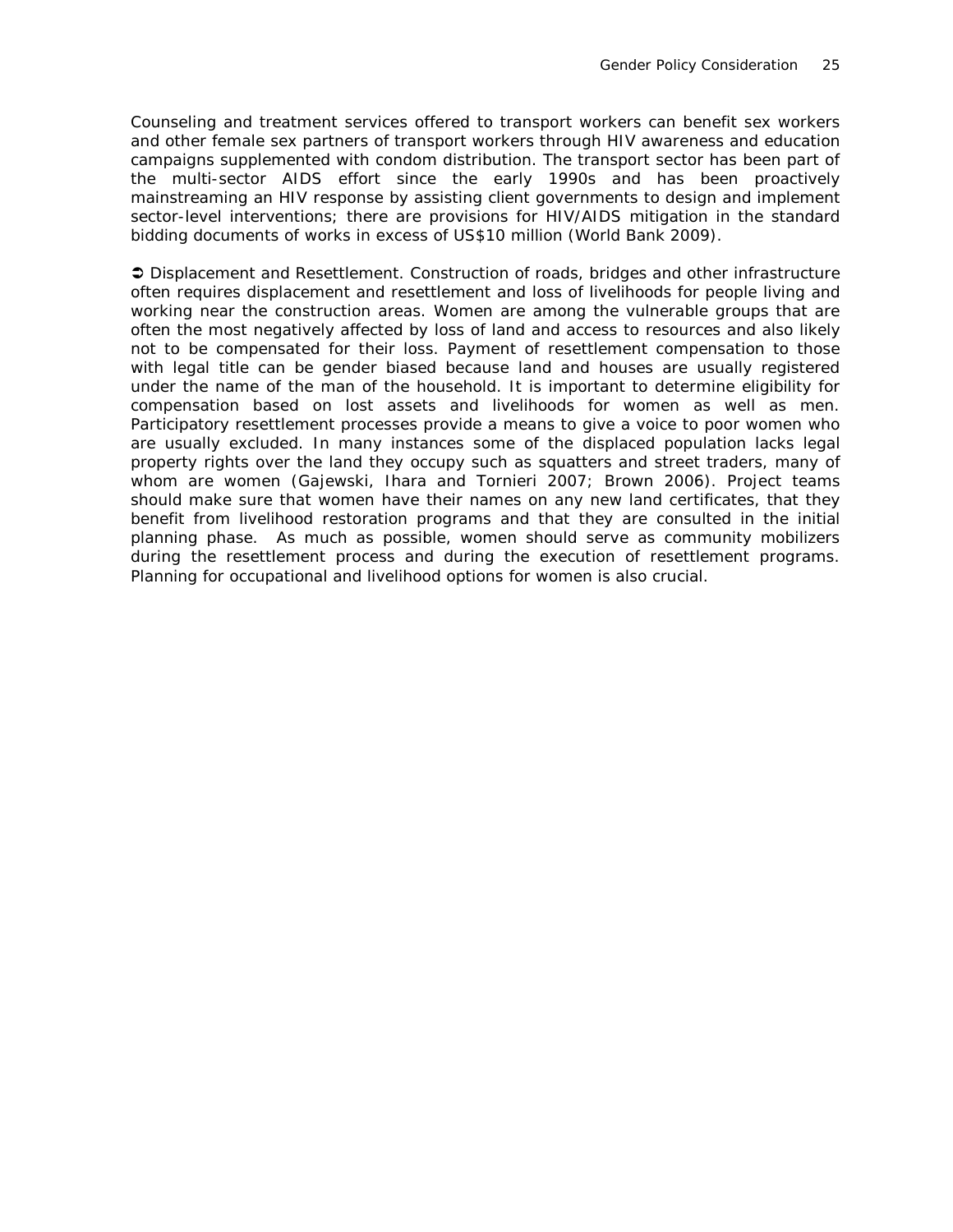Counseling and treatment services offered to transport workers can benefit sex workers and other female sex partners of transport workers through HIV awareness and education campaigns supplemented with condom distribution. The transport sector has been part of the multi-sector AIDS effort since the early 1990s and has been proactively mainstreaming an HIV response by assisting client governments to design and implement sector-level interventions; there are provisions for HIV/AIDS mitigation in the standard bidding documents of works in excess of US$10 million (World Bank 2009).

➲ Displacement and Resettlement. Construction of roads, bridges and other infrastructure often requires displacement and resettlement and loss of livelihoods for people living and working near the construction areas. Women are among the vulnerable groups that are often the most negatively affected by loss of land and access to resources and also likely not to be compensated for their loss. Payment of resettlement compensation to those with legal title can be gender biased because land and houses are usually registered under the name of the man of the household. It is important to determine eligibility for compensation based on lost assets and livelihoods for women as well as men. Participatory resettlement processes provide a means to give a voice to poor women who are usually excluded. In many instances some of the displaced population lacks legal property rights over the land they occupy such as squatters and street traders, many of whom are women (Gajewski, Ihara and Tornieri 2007; Brown 2006). Project teams should make sure that women have their names on any new land certificates, that they benefit from livelihood restoration programs and that they are consulted in the initial planning phase. As much as possible, women should serve as community mobilizers during the resettlement process and during the execution of resettlement programs. Planning for occupational and livelihood options for women is also crucial.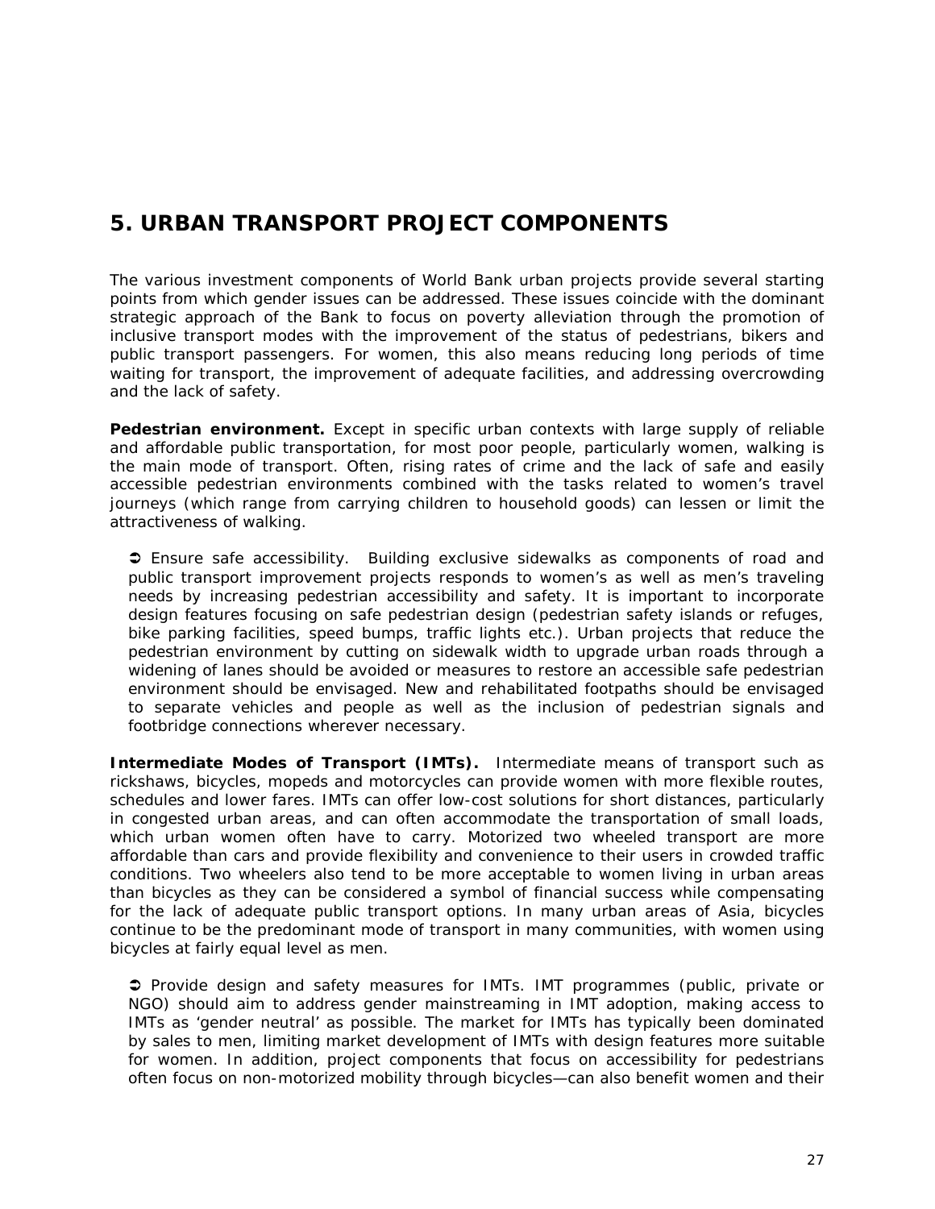# 5. URBAN TRANSPORT PROJECT COMPONENTS

The various investment components of World Bank urban projects provide several starting points from which gender issues can be addressed. These issues coincide with the dominant strategic approach of the Bank to focus on poverty alleviation through the promotion of inclusive transport modes with the improvement of the status of pedestrians, bikers and public transport passengers. For women, this also means reducing long periods of time waiting for transport, the improvement of adequate facilities, and addressing overcrowding and the lack of safety.

**Pedestrian environment.** Except in specific urban contexts with large supply of reliable and affordable public transportation, for most poor people, particularly women, walking is the main mode of transport. Often, rising rates of crime and the lack of safe and easily accessible pedestrian environments combined with the tasks related to women's travel journeys (which range from carrying children to household goods) can lessen or limit the attractiveness of walking.

> ➲ Ensure safe accessibility. Building exclusive sidewalks as components of road and public transport improvement projects responds to women's as well as men's traveling needs by increasing pedestrian accessibility and safety. It is important to incorporate design features focusing on safe pedestrian design (pedestrian safety islands or refuges, bike parking facilities, speed bumps, traffic lights etc.). Urban projects that reduce the pedestrian environment by cutting on sidewalk width to upgrade urban roads through a widening of lanes should be avoided or measures to restore an accessible safe pedestrian environment should be envisaged. New and rehabilitated footpaths should be envisaged to separate vehicles and people as well as the inclusion of pedestrian signals and footbridge connections wherever necessary.

**Intermediate Modes of Transport (IMTs).** Intermediate means of transport such as rickshaws, bicycles, mopeds and motorcycles can provide women with more flexible routes, schedules and lower fares. IMTs can offer low-cost solutions for short distances, particularly in congested urban areas, and can often accommodate the transportation of small loads, which urban women often have to carry. Motorized two wheeled transport are more affordable than cars and provide flexibility and convenience to their users in crowded traffic conditions. Two wheelers also tend to be more acceptable to women living in urban areas than bicycles as they can be considered a symbol of financial success while compensating for the lack of adequate public transport options. In many urban areas of Asia, bicycles continue to be the predominant mode of transport in many communities, with women using bicycles at fairly equal level as men.

> ➲ Provide design and safety measures for IMTs. IMT programmes (public, private or NGO) should aim to address gender mainstreaming in IMT adoption, making access to IMTs as 'gender neutral' as possible. The market for IMTs has typically been dominated by sales to men, limiting market development of IMTs with design features more suitable for women. In addition, project components that focus on accessibility for pedestrians often focus on non-motorized mobility through bicycles—can also benefit women and their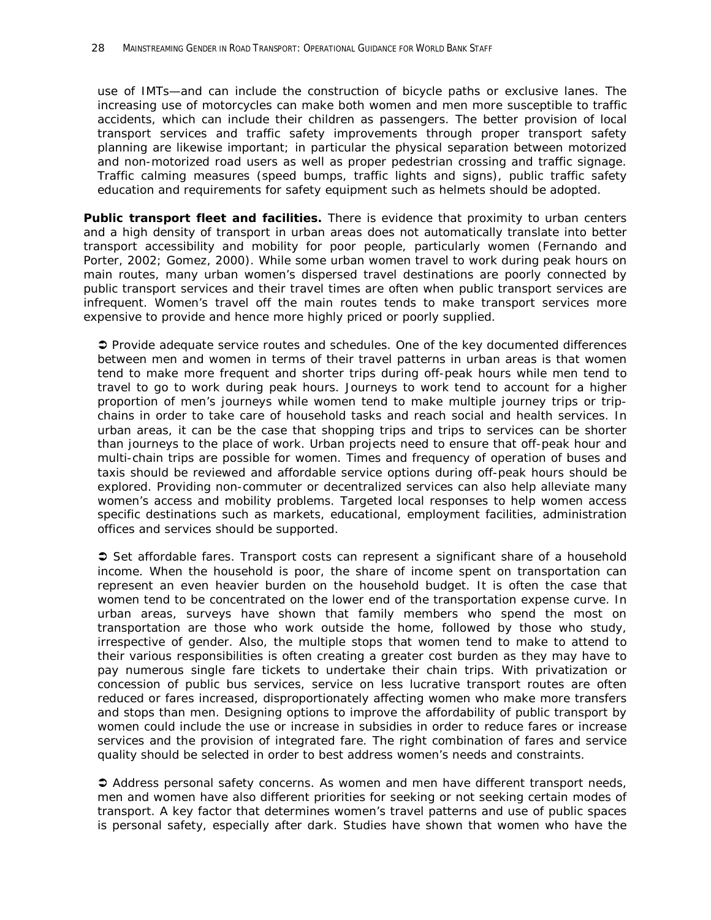use of IMTs—and can include the construction of bicycle paths or exclusive lanes. The increasing use of motorcycles can make both women and men more susceptible to traffic accidents, which can include their children as passengers. The better provision of local transport services and traffic safety improvements through proper transport safety planning are likewise important; in particular the physical separation between motorized and non-motorized road users as well as proper pedestrian crossing and traffic signage. Traffic calming measures (speed bumps, traffic lights and signs), public traffic safety education and requirements for safety equipment such as helmets should be adopted.

**Public transport fleet and facilities.** There is evidence that proximity to urban centers and a high density of transport in urban areas does not automatically translate into better transport accessibility and mobility for poor people, particularly women (Fernando and Porter, 2002; Gomez, 2000). While some urban women travel to work during peak hours on main routes, many urban women's dispersed travel destinations are poorly connected by public transport services and their travel times are often when public transport services are infrequent. Women's travel off the main routes tends to make transport services more expensive to provide and hence more highly priced or poorly supplied.

➲ Provide adequate service routes and schedules. One of the key documented differences between men and women in terms of their travel patterns in urban areas is that women tend to make more frequent and shorter trips during off-peak hours while men tend to travel to go to work during peak hours. Journeys to work tend to account for a higher proportion of men's journeys while women tend to make multiple journey trips or trip-chains in order to take care of household tasks and reach social and health services. In urban areas, it can be the case that shopping trips and trips to services can be shorter than journeys to the place of work. Urban projects need to ensure that off-peak hour and multi-chain trips are possible for women. Times and frequency of operation of buses and taxis should be reviewed and affordable service options during off-peak hours should be explored. Providing non-commuter or decentralized services can also help alleviate many women's access and mobility problems. Targeted local responses to help women access specific destinations such as markets, educational, employment facilities, administration offices and services should be supported.

➲ Set affordable fares. Transport costs can represent a significant share of a household income. When the household is poor, the share of income spent on transportation can represent an even heavier burden on the household budget. It is often the case that women tend to be concentrated on the lower end of the transportation expense curve. In urban areas, surveys have shown that family members who spend the most on transportation are those who work outside the home, followed by those who study, irrespective of gender. Also, the multiple stops that women tend to make to attend to their various responsibilities is often creating a greater cost burden as they may have to pay numerous single fare tickets to undertake their chain trips. With privatization or concession of public bus services, service on less lucrative transport routes are often reduced or fares increased, disproportionately affecting women who make more transfers and stops than men. Designing options to improve the affordability of public transport by women could include the use or increase in subsidies in order to reduce fares or increase services and the provision of integrated fare. The right combination of fares and service quality should be selected in order to best address women's needs and constraints.

➲ Address personal safety concerns. As women and men have different transport needs, men and women have also different priorities for seeking or not seeking certain modes of transport. A key factor that determines women's travel patterns and use of public spaces is personal safety, especially after dark. Studies have shown that women who have the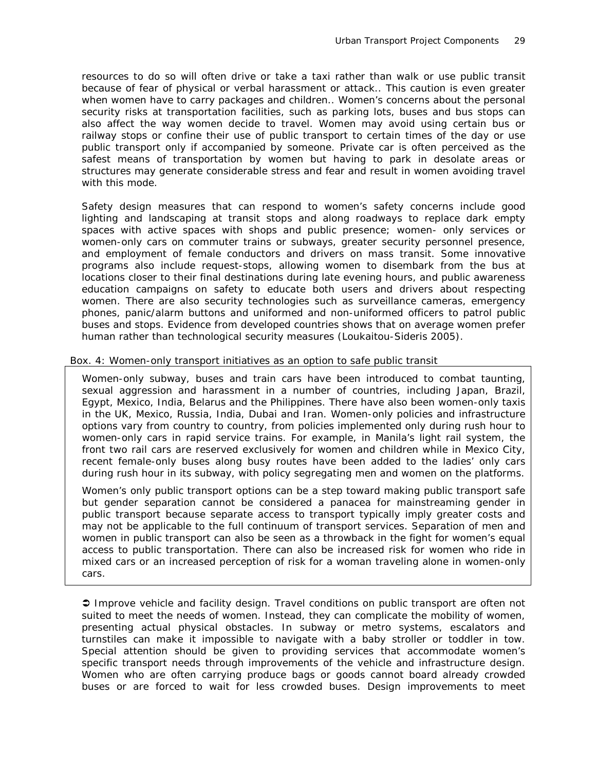resources to do so will often drive or take a taxi rather than walk or use public transit because of fear of physical or verbal harassment or attack.. This caution is even greater when women have to carry packages and children.. Women's concerns about the personal security risks at transportation facilities, such as parking lots, buses and bus stops can also affect the way women decide to travel. Women may avoid using certain bus or railway stops or confine their use of public transport to certain times of the day or use public transport only if accompanied by someone. Private car is often perceived as the safest means of transportation by women but having to park in desolate areas or structures may generate considerable stress and fear and result in women avoiding travel with this mode.

Safety design measures that can respond to women's safety concerns include good lighting and landscaping at transit stops and along roadways to replace dark empty spaces with active spaces with shops and public presence; women- only services or women-only cars on commuter trains or subways, greater security personnel presence, and employment of female conductors and drivers on mass transit. Some innovative programs also include request-stops, allowing women to disembark from the bus at locations closer to their final destinations during late evening hours, and public awareness education campaigns on safety to educate both users and drivers about respecting women. There are also security technologies such as surveillance cameras, emergency phones, panic/alarm buttons and uniformed and non-uniformed officers to patrol public buses and stops. Evidence from developed countries shows that on average women prefer human rather than technological security measures (Loukaitou-Sideris 2005).

Box. 4: Women-only transport initiatives as an option to safe public transit

> Women-only subway, buses and train cars have been introduced to combat taunting, sexual aggression and harassment in a number of countries, including Japan, Brazil, Egypt, Mexico, India, Belarus and the Philippines. There have also been women-only taxis in the UK, Mexico, Russia, India, Dubai and Iran. Women-only policies and infrastructure options vary from country to country, from policies implemented only during rush hour to women-only cars in rapid service trains. For example, in Manila's light rail system, the front two rail cars are reserved exclusively for women and children while in Mexico City, recent female-only buses along busy routes have been added to the ladies' only cars during rush hour in its subway, with policy segregating men and women on the platforms.
>
> Women's only public transport options can be a step toward making public transport safe but gender separation cannot be considered a panacea for mainstreaming gender in public transport because separate access to transport typically imply greater costs and may not be applicable to the full continuum of transport services. Separation of men and women in public transport can also be seen as a throwback in the fight for women's equal access to public transportation. There can also be increased risk for women who ride in mixed cars or an increased perception of risk for a woman traveling alone in women-only cars.

➲ Improve vehicle and facility design. Travel conditions on public transport are often not suited to meet the needs of women. Instead, they can complicate the mobility of women, presenting actual physical obstacles. In subway or metro systems, escalators and turnstiles can make it impossible to navigate with a baby stroller or toddler in tow. Special attention should be given to providing services that accommodate women's specific transport needs through improvements of the vehicle and infrastructure design. Women who are often carrying produce bags or goods cannot board already crowded buses or are forced to wait for less crowded buses. Design improvements to meet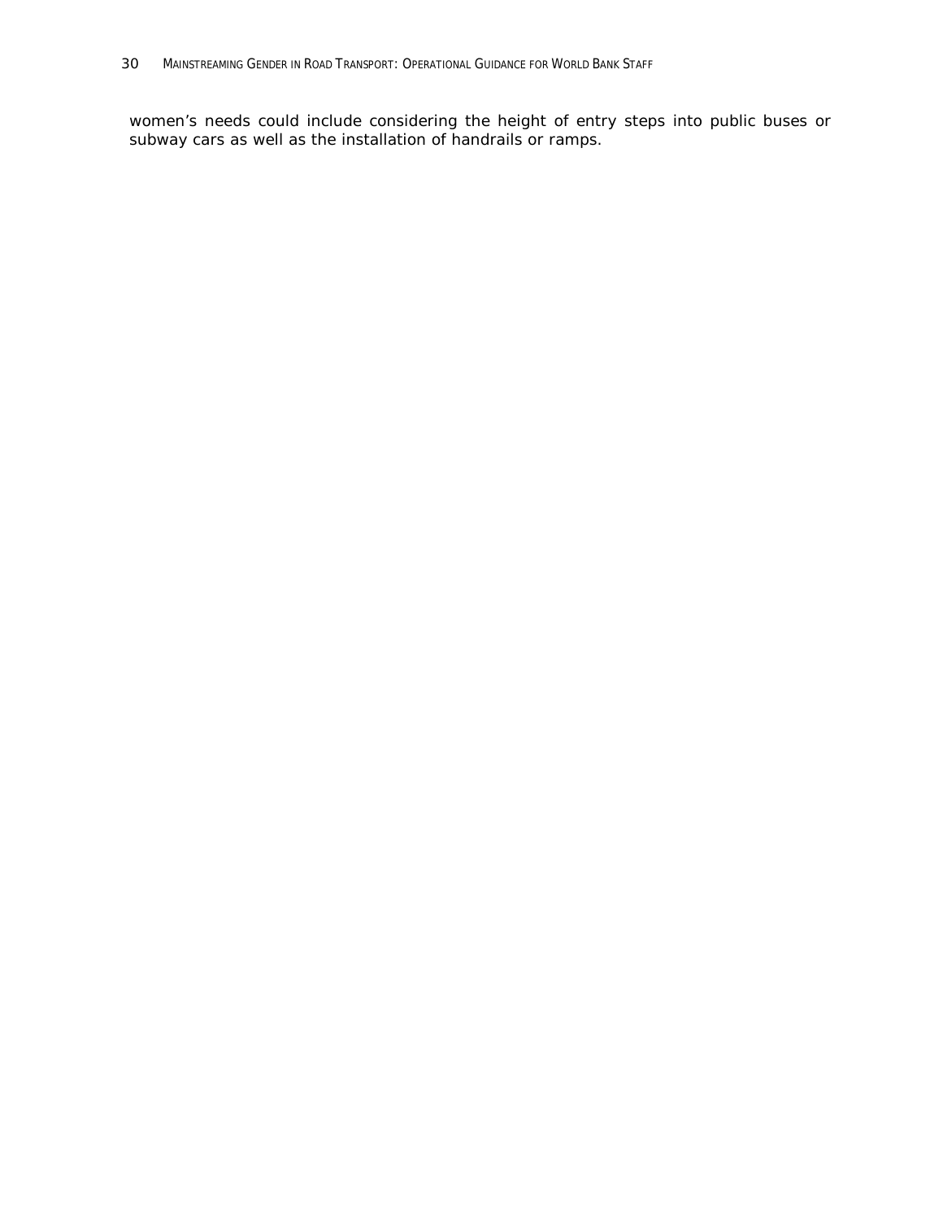women’s needs could include considering the height of entry steps into public buses or subway cars as well as the installation of handrails or ramps.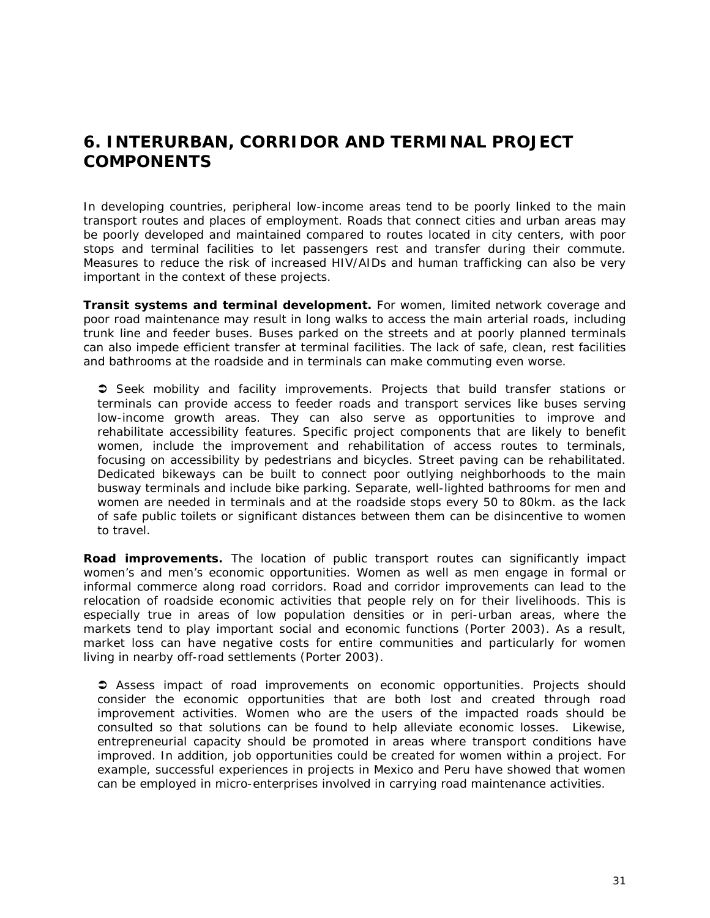# 6. INTERURBAN, CORRIDOR AND TERMINAL PROJECT COMPONENTS

In developing countries, peripheral low-income areas tend to be poorly linked to the main transport routes and places of employment. Roads that connect cities and urban areas may be poorly developed and maintained compared to routes located in city centers, with poor stops and terminal facilities to let passengers rest and transfer during their commute. Measures to reduce the risk of increased HIV/AIDs and human trafficking can also be very important in the context of these projects.

**Transit systems and terminal development.** For women, limited network coverage and poor road maintenance may result in long walks to access the main arterial roads, including trunk line and feeder buses. Buses parked on the streets and at poorly planned terminals can also impede efficient transfer at terminal facilities. The lack of safe, clean, rest facilities and bathrooms at the roadside and in terminals can make commuting even worse.

➲ Seek mobility and facility improvements. Projects that build transfer stations or terminals can provide access to feeder roads and transport services like buses serving low-income growth areas. They can also serve as opportunities to improve and rehabilitate accessibility features. Specific project components that are likely to benefit women, include the improvement and rehabilitation of access routes to terminals, focusing on accessibility by pedestrians and bicycles. Street paving can be rehabilitated. Dedicated bikeways can be built to connect poor outlying neighborhoods to the main busway terminals and include bike parking. Separate, well-lighted bathrooms for men and women are needed in terminals and at the roadside stops every 50 to 80km. as the lack of safe public toilets or significant distances between them can be disincentive to women to travel.

**Road improvements.** The location of public transport routes can significantly impact women's and men's economic opportunities. Women as well as men engage in formal or informal commerce along road corridors. Road and corridor improvements can lead to the relocation of roadside economic activities that people rely on for their livelihoods. This is especially true in areas of low population densities or in peri-urban areas, where the markets tend to play important social and economic functions (Porter 2003). As a result, market loss can have negative costs for entire communities and particularly for women living in nearby off-road settlements (Porter 2003).

➲ Assess impact of road improvements on economic opportunities. Projects should consider the economic opportunities that are both lost and created through road improvement activities. Women who are the users of the impacted roads should be consulted so that solutions can be found to help alleviate economic losses. Likewise, entrepreneurial capacity should be promoted in areas where transport conditions have improved. In addition, job opportunities could be created for women within a project. For example, successful experiences in projects in Mexico and Peru have showed that women can be employed in micro-enterprises involved in carrying road maintenance activities.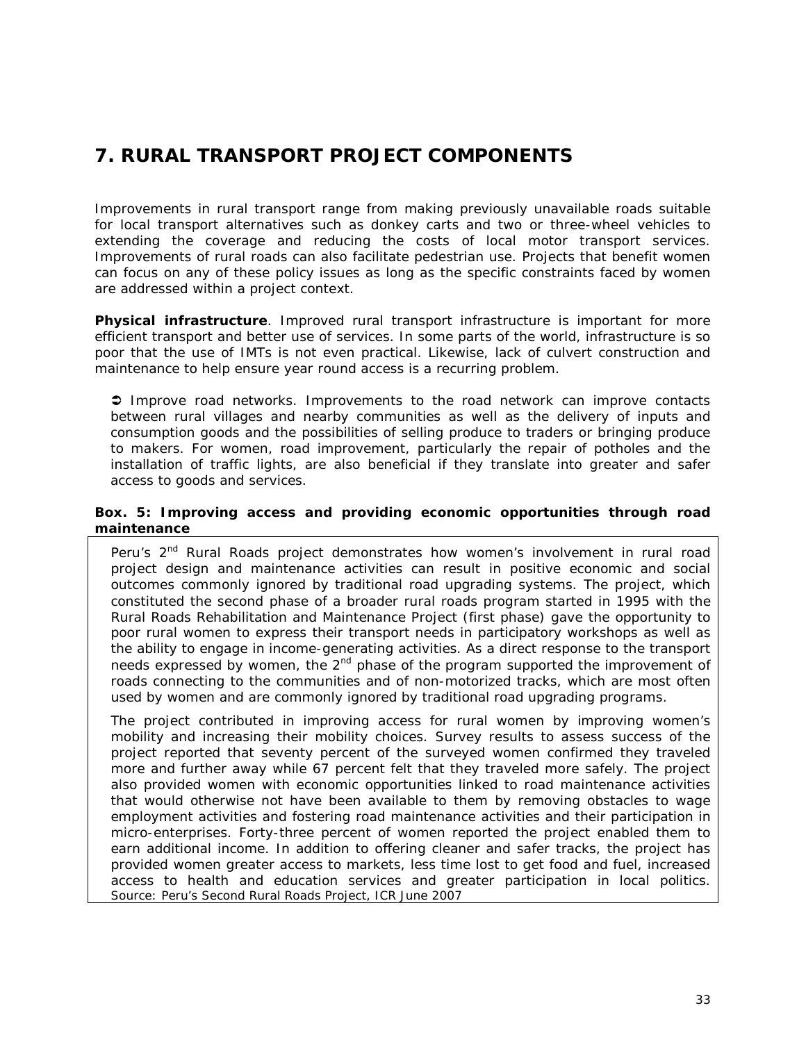# 7. RURAL TRANSPORT PROJECT COMPONENTS

Improvements in rural transport range from making previously unavailable roads suitable for local transport alternatives such as donkey carts and two or three-wheel vehicles to extending the coverage and reducing the costs of local motor transport services. Improvements of rural roads can also facilitate pedestrian use. Projects that benefit women can focus on any of these policy issues as long as the specific constraints faced by women are addressed within a project context.

**Physical infrastructure**. Improved rural transport infrastructure is important for more efficient transport and better use of services. In some parts of the world, infrastructure is so poor that the use of IMTs is not even practical. Likewise, lack of culvert construction and maintenance to help ensure year round access is a recurring problem.

➲ Improve road networks. Improvements to the road network can improve contacts between rural villages and nearby communities as well as the delivery of inputs and consumption goods and the possibilities of selling produce to traders or bringing produce to makers. For women, road improvement, particularly the repair of potholes and the installation of traffic lights, are also beneficial if they translate into greater and safer access to goods and services.

**Box. 5: Improving access and providing economic opportunities through road maintenance**

Peru's 2nd Rural Roads project demonstrates how women's involvement in rural road project design and maintenance activities can result in positive economic and social outcomes commonly ignored by traditional road upgrading systems. The project, which constituted the second phase of a broader rural roads program started in 1995 with the Rural Roads Rehabilitation and Maintenance Project (first phase) gave the opportunity to poor rural women to express their transport needs in participatory workshops as well as the ability to engage in income-generating activities. As a direct response to the transport needs expressed by women, the 2nd phase of the program supported the improvement of roads connecting to the communities and of non-motorized tracks, which are most often used by women and are commonly ignored by traditional road upgrading programs.

The project contributed in improving access for rural women by improving women's mobility and increasing their mobility choices. Survey results to assess success of the project reported that seventy percent of the surveyed women confirmed they traveled more and further away while 67 percent felt that they traveled more safely. The project also provided women with economic opportunities linked to road maintenance activities that would otherwise not have been available to them by removing obstacles to wage employment activities and fostering road maintenance activities and their participation in micro-enterprises. Forty-three percent of women reported the project enabled them to earn additional income. In addition to offering cleaner and safer tracks, the project has provided women greater access to markets, less time lost to get food and fuel, increased access to health and education services and greater participation in local politics.

*Source: Peru's Second Rural Roads Project, ICR June 2007*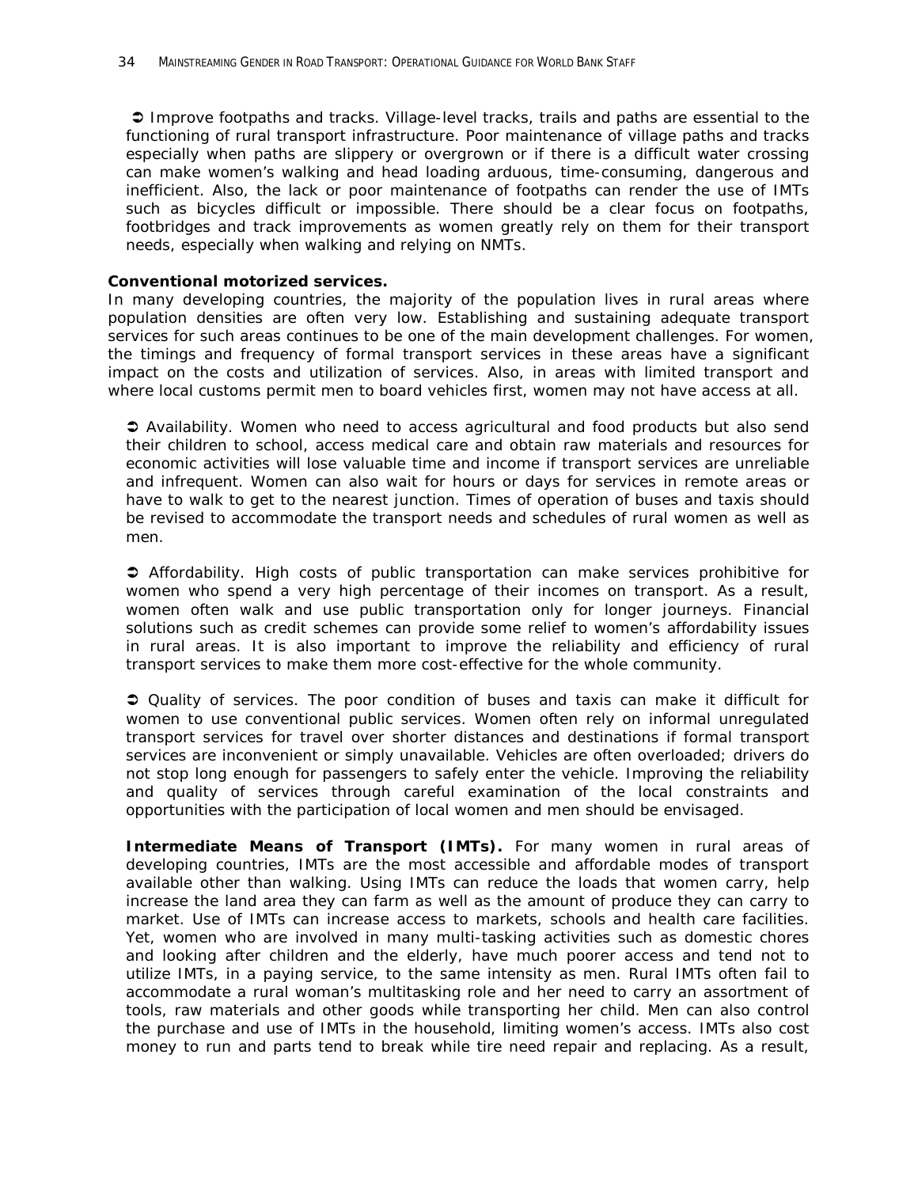➲ Improve footpaths and tracks. Village-level tracks, trails and paths are essential to the functioning of rural transport infrastructure. Poor maintenance of village paths and tracks especially when paths are slippery or overgrown or if there is a difficult water crossing can make women's walking and head loading arduous, time-consuming, dangerous and inefficient. Also, the lack or poor maintenance of footpaths can render the use of IMTs such as bicycles difficult or impossible. There should be a clear focus on footpaths, footbridges and track improvements as women greatly rely on them for their transport needs, especially when walking and relying on NMTs.

**Conventional motorized services.**
In many developing countries, the majority of the population lives in rural areas where population densities are often very low. Establishing and sustaining adequate transport services for such areas continues to be one of the main development challenges. For women, the timings and frequency of formal transport services in these areas have a significant impact on the costs and utilization of services. Also, in areas with limited transport and where local customs permit men to board vehicles first, women may not have access at all.

➲ Availability. Women who need to access agricultural and food products but also send their children to school, access medical care and obtain raw materials and resources for economic activities will lose valuable time and income if transport services are unreliable and infrequent. Women can also wait for hours or days for services in remote areas or have to walk to get to the nearest junction. Times of operation of buses and taxis should be revised to accommodate the transport needs and schedules of rural women as well as men.

➲ Affordability. High costs of public transportation can make services prohibitive for women who spend a very high percentage of their incomes on transport. As a result, women often walk and use public transportation only for longer journeys. Financial solutions such as credit schemes can provide some relief to women's affordability issues in rural areas. It is also important to improve the reliability and efficiency of rural transport services to make them more cost-effective for the whole community.

➲ Quality of services. The poor condition of buses and taxis can make it difficult for women to use conventional public services. Women often rely on informal unregulated transport services for travel over shorter distances and destinations if formal transport services are inconvenient or simply unavailable. Vehicles are often overloaded; drivers do not stop long enough for passengers to safely enter the vehicle. Improving the reliability and quality of services through careful examination of the local constraints and opportunities with the participation of local women and men should be envisaged.

**Intermediate Means of Transport (IMTs).** For many women in rural areas of developing countries, IMTs are the most accessible and affordable modes of transport available other than walking. Using IMTs can reduce the loads that women carry, help increase the land area they can farm as well as the amount of produce they can carry to market. Use of IMTs can increase access to markets, schools and health care facilities. Yet, women who are involved in many multi-tasking activities such as domestic chores and looking after children and the elderly, have much poorer access and tend not to utilize IMTs, in a paying service, to the same intensity as men. Rural IMTs often fail to accommodate a rural woman's multitasking role and her need to carry an assortment of tools, raw materials and other goods while transporting her child. Men can also control the purchase and use of IMTs in the household, limiting women's access. IMTs also cost money to run and parts tend to break while tire need repair and replacing. As a result,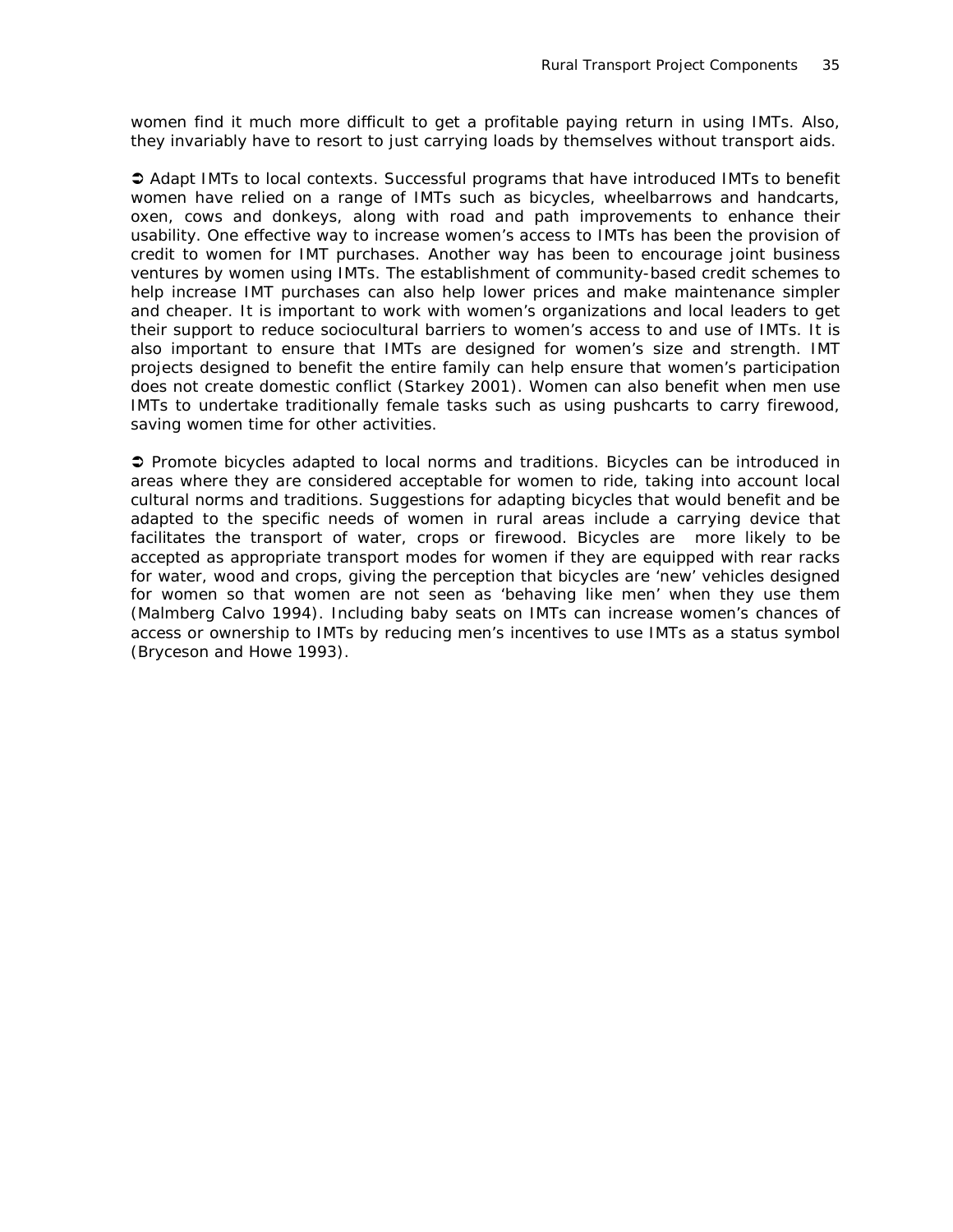women find it much more difficult to get a profitable paying return in using IMTs. Also, they invariably have to resort to just carrying loads by themselves without transport aids.

➲ Adapt IMTs to local contexts. Successful programs that have introduced IMTs to benefit women have relied on a range of IMTs such as bicycles, wheelbarrows and handcarts, oxen, cows and donkeys, along with road and path improvements to enhance their usability. One effective way to increase women's access to IMTs has been the provision of credit to women for IMT purchases. Another way has been to encourage joint business ventures by women using IMTs. The establishment of community-based credit schemes to help increase IMT purchases can also help lower prices and make maintenance simpler and cheaper. It is important to work with women's organizations and local leaders to get their support to reduce sociocultural barriers to women's access to and use of IMTs. It is also important to ensure that IMTs are designed for women's size and strength. IMT projects designed to benefit the entire family can help ensure that women's participation does not create domestic conflict (Starkey 2001). Women can also benefit when men use IMTs to undertake traditionally female tasks such as using pushcarts to carry firewood, saving women time for other activities.

➲ Promote bicycles adapted to local norms and traditions. Bicycles can be introduced in areas where they are considered acceptable for women to ride, taking into account local cultural norms and traditions. Suggestions for adapting bicycles that would benefit and be adapted to the specific needs of women in rural areas include a carrying device that facilitates the transport of water, crops or firewood. Bicycles are more likely to be accepted as appropriate transport modes for women if they are equipped with rear racks for water, wood and crops, giving the perception that bicycles are 'new' vehicles designed for women so that women are not seen as 'behaving like men' when they use them (Malmberg Calvo 1994). Including baby seats on IMTs can increase women's chances of access or ownership to IMTs by reducing men's incentives to use IMTs as a status symbol (Bryceson and Howe 1993).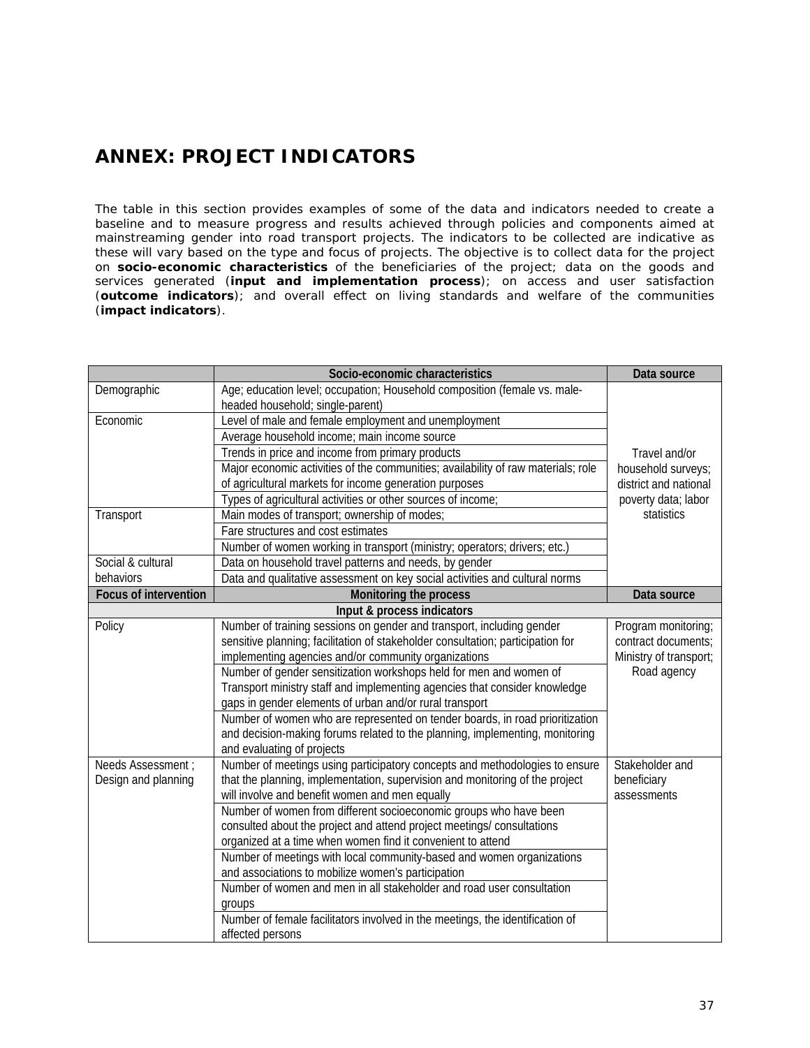# ANNEX: PROJECT INDICATORS

The table in this section provides examples of some of the data and indicators needed to create a baseline and to measure progress and results achieved through policies and components aimed at mainstreaming gender into road transport projects. The indicators to be collected are indicative as these will vary based on the type and focus of projects. The objective is to collect data for the project on **socio-economic characteristics** of the beneficiaries of the project; data on the goods and services generated (**input and implementation process**); on access and user satisfaction (**outcome indicators**); and overall effect on living standards and welfare of the communities (**impact indicators**).

| | Socio-economic characteristics | Data source |
|---|---|---|
| Demographic | Age; education level; occupation; Household composition (female vs. male-headed household; single-parent) | Travel and/or household surveys; district and national poverty data; labor statistics |
| Economic | Level of male and female employment and unemployment | |
| | Average household income; main income source | |
| | Trends in price and income from primary products | |
| | Major economic activities of the communities; availability of raw materials; role of agricultural markets for income generation purposes | |
| | Types of agricultural activities or other sources of income; | |
| Transport | Main modes of transport; ownership of modes; | |
| | Fare structures and cost estimates | |
| | Number of women working in transport (ministry; operators; drivers; etc.) | |
| Social & cultural behaviors | Data on household travel patterns and needs, by gender | |
| | Data and qualitative assessment on key social activities and cultural norms | |
| **Focus of intervention** | **Monitoring the process** | **Data source** |
| | **Input & process indicators** | |
| Policy | Number of training sessions on gender and transport, including gender sensitive planning; facilitation of stakeholder consultation; participation for implementing agencies and/or community organizations | Program monitoring; contract documents; Ministry of transport; Road agency |
| | Number of gender sensitization workshops held for men and women of Transport ministry staff and implementing agencies that consider knowledge gaps in gender elements of urban and/or rural transport | |
| | Number of women who are represented on tender boards, in road prioritization and decision-making forums related to the planning, implementing, monitoring and evaluating of projects | |
| Needs Assessment ; Design and planning | Number of meetings using participatory concepts and methodologies to ensure that the planning, implementation, supervision and monitoring of the project will involve and benefit women and men equally | Stakeholder and beneficiary assessments |
| | Number of women from different socioeconomic groups who have been consulted about the project and attend project meetings/ consultations organized at a time when women find it convenient to attend | |
| | Number of meetings with local community-based and women organizations and associations to mobilize women's participation | |
| | Number of women and men in all stakeholder and road user consultation groups | |
| | Number of female facilitators involved in the meetings, the identification of affected persons | |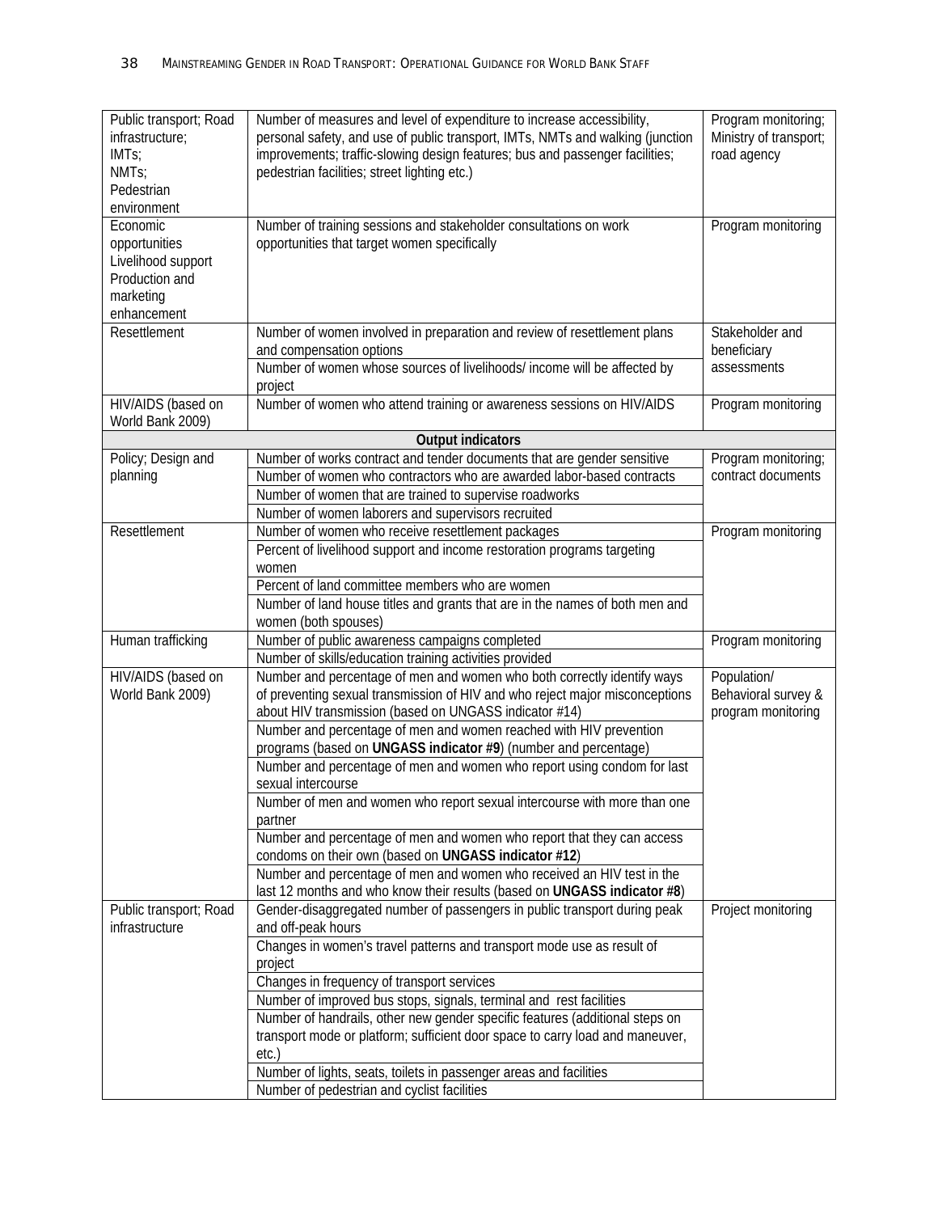| | | |
|---|---|---|
| Public transport; Road infrastructure; IMTs; NMTs; Pedestrian environment | Number of measures and level of expenditure to increase accessibility, personal safety, and use of public transport, IMTs, NMTs and walking (junction improvements; traffic-slowing design features; bus and passenger facilities; pedestrian facilities; street lighting etc.) | Program monitoring; Ministry of transport; road agency |
| Economic opportunities Livelihood support Production and marketing enhancement | Number of training sessions and stakeholder consultations on work opportunities that target women specifically | Program monitoring |
| Resettlement | Number of women involved in preparation and review of resettlement plans and compensation options | Stakeholder and beneficiary assessments |
| | Number of women whose sources of livelihoods/ income will be affected by project | |
| HIV/AIDS (based on World Bank 2009) | Number of women who attend training or awareness sessions on HIV/AIDS | Program monitoring |
| | **Output indicators** | |
| Policy; Design and planning | Number of works contract and tender documents that are gender sensitive | Program monitoring; contract documents |
| | Number of women who contractors who are awarded labor-based contracts | |
| | Number of women that are trained to supervise roadworks | |
| | Number of women laborers and supervisors recruited | |
| Resettlement | Number of women who receive resettlement packages | Program monitoring |
| | Percent of livelihood support and income restoration programs targeting women | |
| | Percent of land committee members who are women | |
| | Number of land house titles and grants that are in the names of both men and women (both spouses) | |
| Human trafficking | Number of public awareness campaigns completed | Program monitoring |
| | Number of skills/education training activities provided | |
| HIV/AIDS (based on World Bank 2009) | Number and percentage of men and women who both correctly identify ways of preventing sexual transmission of HIV and who reject major misconceptions about HIV transmission (based on UNGASS indicator #14) | Population/ Behavioral survey & program monitoring |
| | Number and percentage of men and women reached with HIV prevention programs (based on **UNGASS indicator #9**) (number and percentage) | |
| | Number and percentage of men and women who report using condom for last sexual intercourse | |
| | Number of men and women who report sexual intercourse with more than one partner | |
| | Number and percentage of men and women who report that they can access condoms on their own (based on **UNGASS indicator #12**) | |
| | Number and percentage of men and women who received an HIV test in the last 12 months and who know their results (based on **UNGASS indicator #8**) | |
| Public transport; Road infrastructure | Gender-disaggregated number of passengers in public transport during peak and off-peak hours | Project monitoring |
| | Changes in women's travel patterns and transport mode use as result of project | |
| | Changes in frequency of transport services | |
| | Number of improved bus stops, signals, terminal and rest facilities | |
| | Number of handrails, other new gender specific features (additional steps on transport mode or platform; sufficient door space to carry load and maneuver, etc.) | |
| | Number of lights, seats, toilets in passenger areas and facilities | |
| | Number of pedestrian and cyclist facilities | |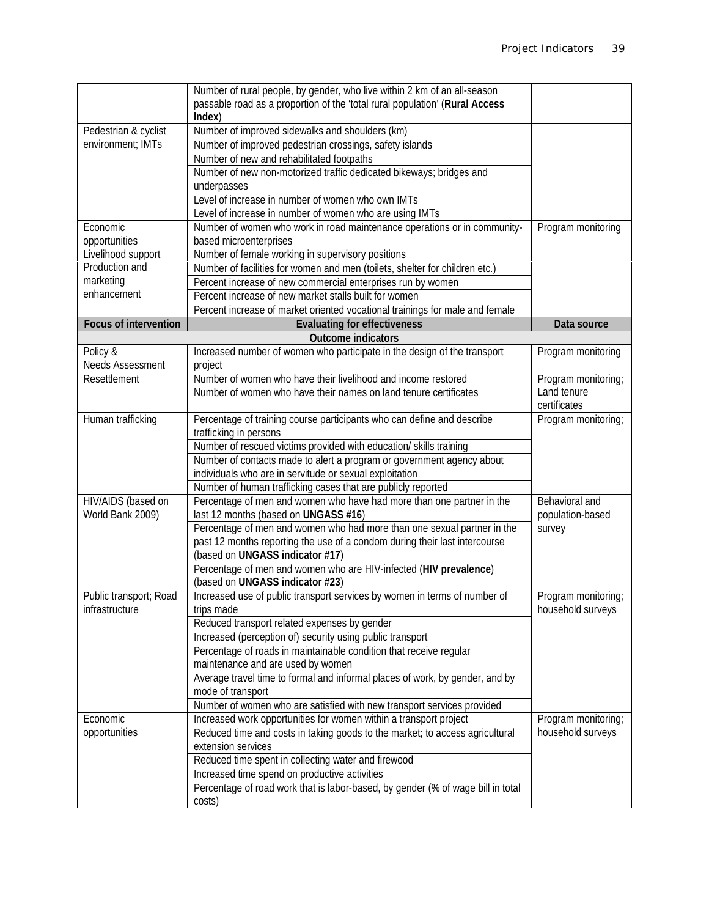| | | |
|---|---|---|
| | Number of rural people, by gender, who live within 2 km of an all-season passable road as a proportion of the 'total rural population' (**Rural Access Index**) | |
| Pedestrian & cyclist environment; IMTs | Number of improved sidewalks and shoulders (km) | |
| | Number of improved pedestrian crossings, safety islands | |
| | Number of new and rehabilitated footpaths | |
| | Number of new non-motorized traffic dedicated bikeways; bridges and underpasses | |
| | Level of increase in number of women who own IMTs | |
| | Level of increase in number of women who are using IMTs | |
| Economic opportunities Livelihood support Production and marketing enhancement | Number of women who work in road maintenance operations or in community-based microenterprises | Program monitoring |
| | Number of female working in supervisory positions | |
| | Number of facilities for women and men (toilets, shelter for children etc.) | |
| | Percent increase of new commercial enterprises run by women | |
| | Percent increase of new market stalls built for women | |
| | Percent increase of market oriented vocational trainings for male and female | |
| **Focus of intervention** | **Evaluating for effectiveness** | **Data source** |
| | **Outcome indicators** | |
| Policy & Needs Assessment | Increased number of women who participate in the design of the transport project | Program monitoring |
| Resettlement | Number of women who have their livelihood and income restored | Program monitoring; Land tenure certificates |
| | Number of women who have their names on land tenure certificates | |
| Human trafficking | Percentage of training course participants who can define and describe trafficking in persons | Program monitoring; |
| | Number of rescued victims provided with education/ skills training | |
| | Number of contacts made to alert a program or government agency about individuals who are in servitude or sexual exploitation | |
| | Number of human trafficking cases that are publicly reported | |
| HIV/AIDS (based on World Bank 2009) | Percentage of men and women who have had more than one partner in the last 12 months (based on **UNGASS #16**) | Behavioral and population-based survey |
| | Percentage of men and women who had more than one sexual partner in the past 12 months reporting the use of a condom during their last intercourse (based on **UNGASS indicator #17**) | |
| | Percentage of men and women who are HIV-infected (**HIV prevalence**) (based on **UNGASS indicator #23**) | |
| Public transport; Road infrastructure | Increased use of public transport services by women in terms of number of trips made | Program monitoring; household surveys |
| | Reduced transport related expenses by gender | |
| | Increased (perception of) security using public transport | |
| | Percentage of roads in maintainable condition that receive regular maintenance and are used by women | |
| | Average travel time to formal and informal places of work, by gender, and by mode of transport | |
| | Number of women who are satisfied with new transport services provided | |
| Economic opportunities | Increased work opportunities for women within a transport project | Program monitoring; household surveys |
| | Reduced time and costs in taking goods to the market; to access agricultural extension services | |
| | Reduced time spent in collecting water and firewood | |
| | Increased time spend on productive activities | |
| | Percentage of road work that is labor-based, by gender (% of wage bill in total costs) | |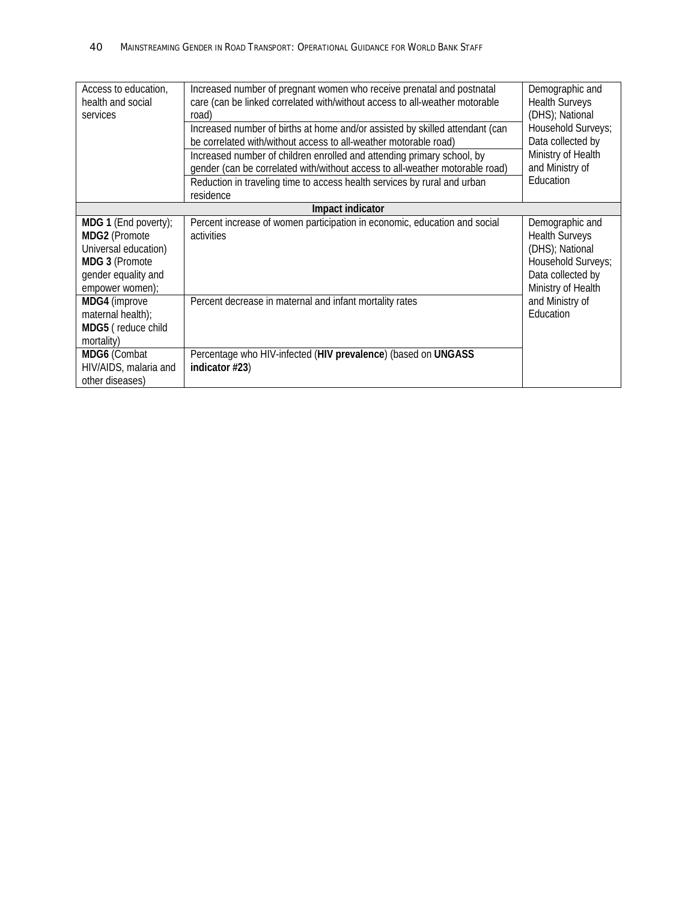| | | |
|---|---|---|
| Access to education, health and social services | Increased number of pregnant women who receive prenatal and postnatal care (can be linked correlated with/without access to all-weather motorable road) | Demographic and Health Surveys (DHS); National Household Surveys; Data collected by Ministry of Health and Ministry of Education |
| | Increased number of births at home and/or assisted by skilled attendant (can be correlated with/without access to all-weather motorable road) | |
| | Increased number of children enrolled and attending primary school, by gender (can be correlated with/without access to all-weather motorable road) | |
| | Reduction in traveling time to access health services by rural and urban residence | |
| **Impact indicator** | | |
| **MDG 1** (End poverty); **MDG2** (Promote Universal education) **MDG 3** (Promote gender equality and empower women); | Percent increase of women participation in economic, education and social activities | Demographic and Health Surveys (DHS); National Household Surveys; Data collected by Ministry of Health and Ministry of Education |
| **MDG4** (improve maternal health); **MDG5** ( reduce child mortality) | Percent decrease in maternal and infant mortality rates | |
| **MDG6** (Combat HIV/AIDS, malaria and other diseases) | Percentage who HIV-infected (**HIV prevalence**) (based on **UNGASS indicator #23**) | |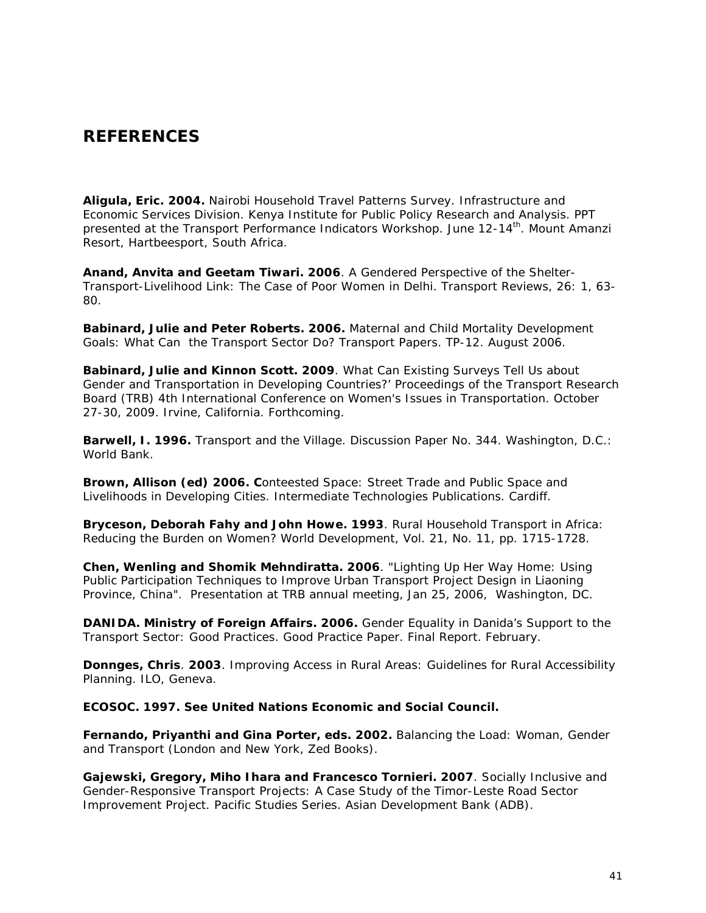# REFERENCES

**Aligula, Eric. 2004.** Nairobi Household Travel Patterns Survey. Infrastructure and Economic Services Division. Kenya Institute for Public Policy Research and Analysis. PPT presented at the Transport Performance Indicators Workshop. June 12-14th. Mount Amanzi Resort, Hartbeesport, South Africa.

**Anand, Anvita and Geetam Tiwari. 2006**. A Gendered Perspective of the Shelter-Transport-Livelihood Link: The Case of Poor Women in Delhi. Transport Reviews, 26: 1, 63-80.

**Babinard, Julie and Peter Roberts. 2006.** Maternal and Child Mortality Development Goals: What Can the Transport Sector Do? Transport Papers. TP-12. August 2006.

**Babinard, Julie and Kinnon Scott. 2009**. What Can Existing Surveys Tell Us about Gender and Transportation in Developing Countries?' Proceedings of the Transport Research Board (TRB) 4th International Conference on Women's Issues in Transportation. October 27-30, 2009. Irvine, California. Forthcoming.

**Barwell, I. 1996.** Transport and the Village. Discussion Paper No. 344. Washington, D.C.: World Bank.

**Brown, Allison (ed) 2006. C**onteested Space: Street Trade and Public Space and Livelihoods in Developing Cities. Intermediate Technologies Publications. Cardiff.

**Bryceson, Deborah Fahy and John Howe. 1993**. Rural Household Transport in Africa: Reducing the Burden on Women? World Development, Vol. 21, No. 11, pp. 1715-1728.

**Chen, Wenling and Shomik Mehndiratta. 2006**. "Lighting Up Her Way Home: Using Public Participation Techniques to Improve Urban Transport Project Design in Liaoning Province, China". Presentation at TRB annual meeting, Jan 25, 2006, Washington, DC.

**DANIDA. Ministry of Foreign Affairs. 2006.** Gender Equality in Danida's Support to the Transport Sector: Good Practices. Good Practice Paper. Final Report. February.

**Donnges, Chris**. **2003**. Improving Access in Rural Areas: Guidelines for Rural Accessibility Planning. ILO, Geneva.

**ECOSOC. 1997. See United Nations Economic and Social Council.**

**Fernando, Priyanthi and Gina Porter, eds. 2002.** Balancing the Load: Woman, Gender and Transport (London and New York, Zed Books).

**Gajewski, Gregory, Miho Ihara and Francesco Tornieri. 2007**. Socially Inclusive and Gender-Responsive Transport Projects: A Case Study of the Timor-Leste Road Sector Improvement Project. Pacific Studies Series. Asian Development Bank (ADB).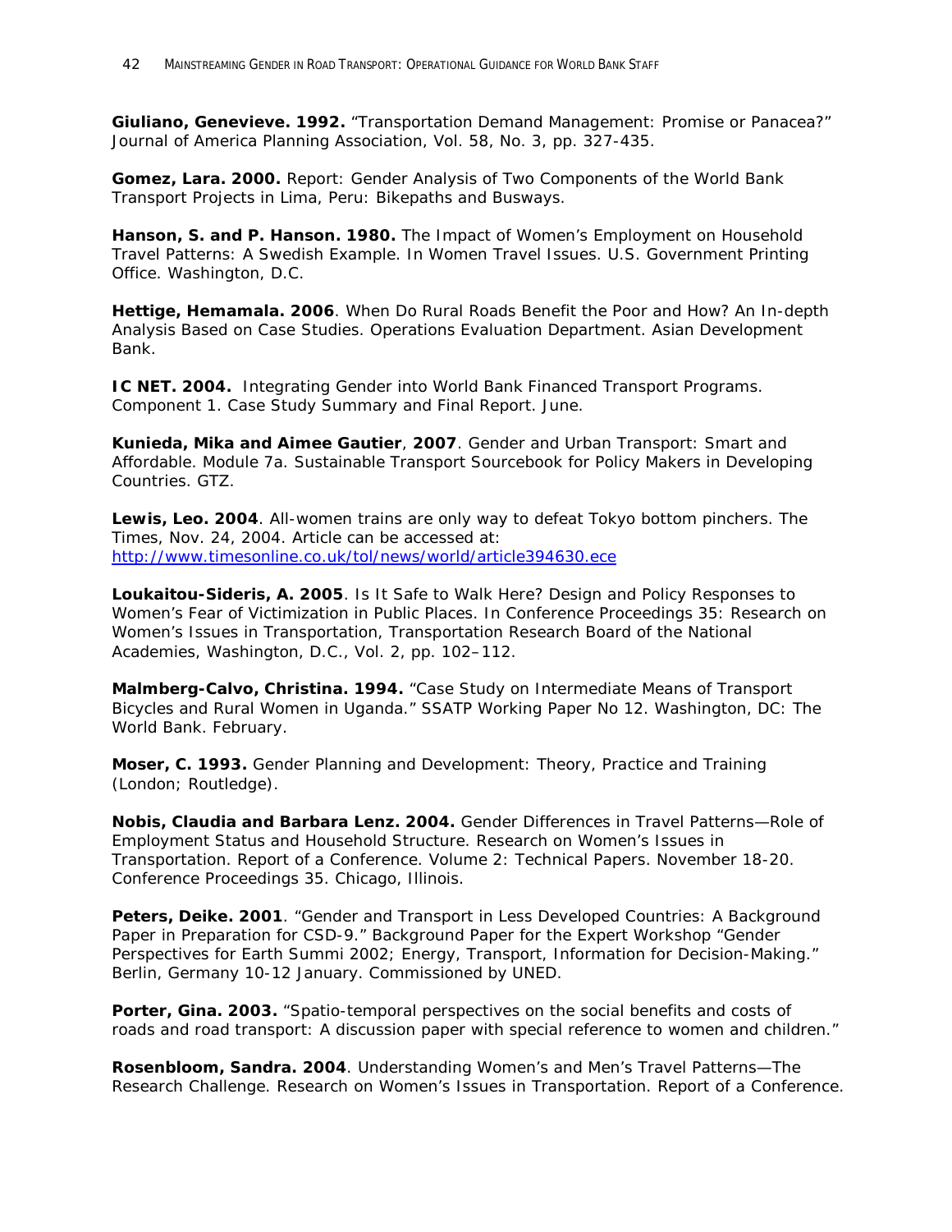**Giuliano, Genevieve. 1992.** "Transportation Demand Management: Promise or Panacea?" Journal of America Planning Association, Vol. 58, No. 3, pp. 327-435.

**Gomez, Lara. 2000.** Report: Gender Analysis of Two Components of the World Bank Transport Projects in Lima, Peru: Bikepaths and Busways.

**Hanson, S. and P. Hanson. 1980.** The Impact of Women's Employment on Household Travel Patterns: A Swedish Example. In Women Travel Issues. U.S. Government Printing Office. Washington, D.C.

**Hettige, Hemamala. 2006**. When Do Rural Roads Benefit the Poor and How? An In-depth Analysis Based on Case Studies. Operations Evaluation Department. Asian Development Bank.

**IC NET. 2004.** Integrating Gender into World Bank Financed Transport Programs. Component 1. Case Study Summary and Final Report. June.

**Kunieda, Mika and Aimee Gautier**, **2007**. Gender and Urban Transport: Smart and Affordable. Module 7a. Sustainable Transport Sourcebook for Policy Makers in Developing Countries. GTZ.

**Lewis, Leo. 2004**. All-women trains are only way to defeat Tokyo bottom pinchers. The Times, Nov. 24, 2004. Article can be accessed at: http://www.timesonline.co.uk/tol/news/world/article394630.ece

**Loukaitou-Sideris, A. 2005**. Is It Safe to Walk Here? Design and Policy Responses to Women's Fear of Victimization in Public Places. In Conference Proceedings 35: Research on Women's Issues in Transportation, Transportation Research Board of the National Academies, Washington, D.C., Vol. 2, pp. 102–112.

**Malmberg-Calvo, Christina. 1994.** "Case Study on Intermediate Means of Transport Bicycles and Rural Women in Uganda." SSATP Working Paper No 12. Washington, DC: The World Bank. February.

**Moser, C. 1993.** Gender Planning and Development: Theory, Practice and Training (London; Routledge).

**Nobis, Claudia and Barbara Lenz. 2004.** Gender Differences in Travel Patterns—Role of Employment Status and Household Structure. Research on Women's Issues in Transportation. Report of a Conference. Volume 2: Technical Papers. November 18-20. Conference Proceedings 35. Chicago, Illinois.

**Peters, Deike. 2001**. "Gender and Transport in Less Developed Countries: A Background Paper in Preparation for CSD-9." Background Paper for the Expert Workshop "Gender Perspectives for Earth Summi 2002; Energy, Transport, Information for Decision-Making." Berlin, Germany 10-12 January. Commissioned by UNED.

**Porter, Gina. 2003.** "Spatio-temporal perspectives on the social benefits and costs of roads and road transport: A discussion paper with special reference to women and children."

**Rosenbloom, Sandra. 2004**. Understanding Women's and Men's Travel Patterns—The Research Challenge. Research on Women's Issues in Transportation. Report of a Conference.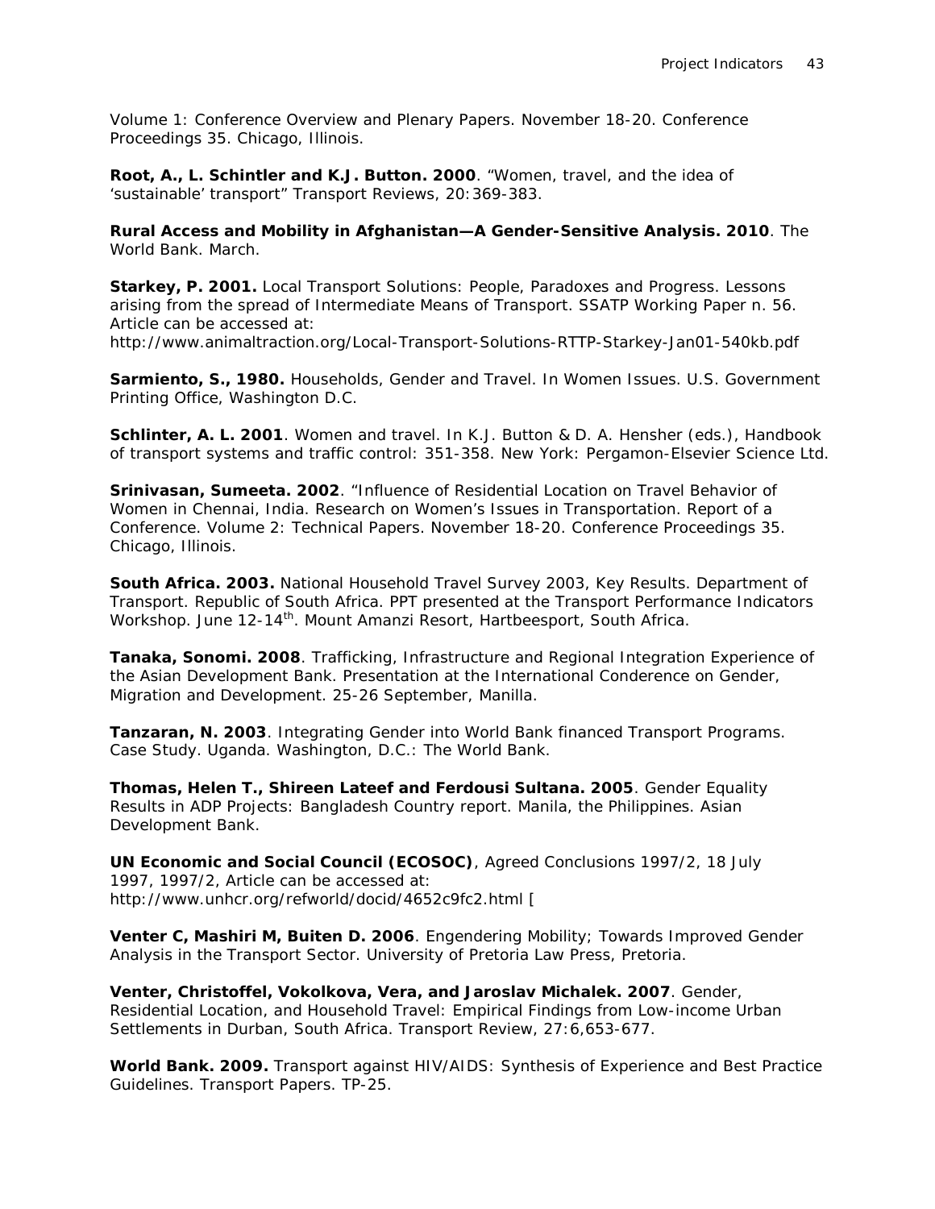Volume 1: Conference Overview and Plenary Papers. November 18-20. Conference Proceedings 35. Chicago, Illinois.

**Root, A., L. Schintler and K.J. Button. 2000**. "Women, travel, and the idea of 'sustainable' transport" Transport Reviews, 20:369-383.

**Rural Access and Mobility in Afghanistan—A Gender-Sensitive Analysis. 2010**. The World Bank. March.

**Starkey, P. 2001.** Local Transport Solutions: People, Paradoxes and Progress. Lessons arising from the spread of Intermediate Means of Transport. SSATP Working Paper n. 56. Article can be accessed at: http://www.animaltraction.org/Local-Transport-Solutions-RTTP-Starkey-Jan01-540kb.pdf

**Sarmiento, S., 1980.** Households, Gender and Travel. In Women Issues. U.S. Government Printing Office, Washington D.C.

**Schlinter, A. L. 2001**. Women and travel. In K.J. Button & D. A. Hensher (eds.), Handbook of transport systems and traffic control: 351-358. New York: Pergamon-Elsevier Science Ltd.

**Srinivasan, Sumeeta. 2002**. "Influence of Residential Location on Travel Behavior of Women in Chennai, India. Research on Women's Issues in Transportation. Report of a Conference. Volume 2: Technical Papers. November 18-20. Conference Proceedings 35. Chicago, Illinois.

**South Africa. 2003.** National Household Travel Survey 2003, Key Results. Department of Transport. Republic of South Africa. PPT presented at the Transport Performance Indicators Workshop. June 12-14th. Mount Amanzi Resort, Hartbeesport, South Africa.

**Tanaka, Sonomi. 2008**. Trafficking, Infrastructure and Regional Integration Experience of the Asian Development Bank. Presentation at the International Conderence on Gender, Migration and Development. 25-26 September, Manilla.

**Tanzaran, N. 2003**. Integrating Gender into World Bank financed Transport Programs. Case Study. Uganda. Washington, D.C.: The World Bank.

**Thomas, Helen T., Shireen Lateef and Ferdousi Sultana. 2005**. Gender Equality Results in ADP Projects: Bangladesh Country report. Manila, the Philippines. Asian Development Bank.

**UN Economic and Social Council (ECOSOC)**, Agreed Conclusions 1997/2, 18 July 1997, 1997/2, Article can be accessed at: http://www.unhcr.org/refworld/docid/4652c9fc2.html [

**Venter C, Mashiri M, Buiten D. 2006**. Engendering Mobility; Towards Improved Gender Analysis in the Transport Sector. University of Pretoria Law Press, Pretoria.

**Venter, Christoffel, Vokolkova, Vera, and Jaroslav Michalek. 2007**. Gender, Residential Location, and Household Travel: Empirical Findings from Low-income Urban Settlements in Durban, South Africa. Transport Review, 27:6,653-677.

**World Bank. 2009.** Transport against HIV/AIDS: Synthesis of Experience and Best Practice Guidelines. Transport Papers. TP-25.